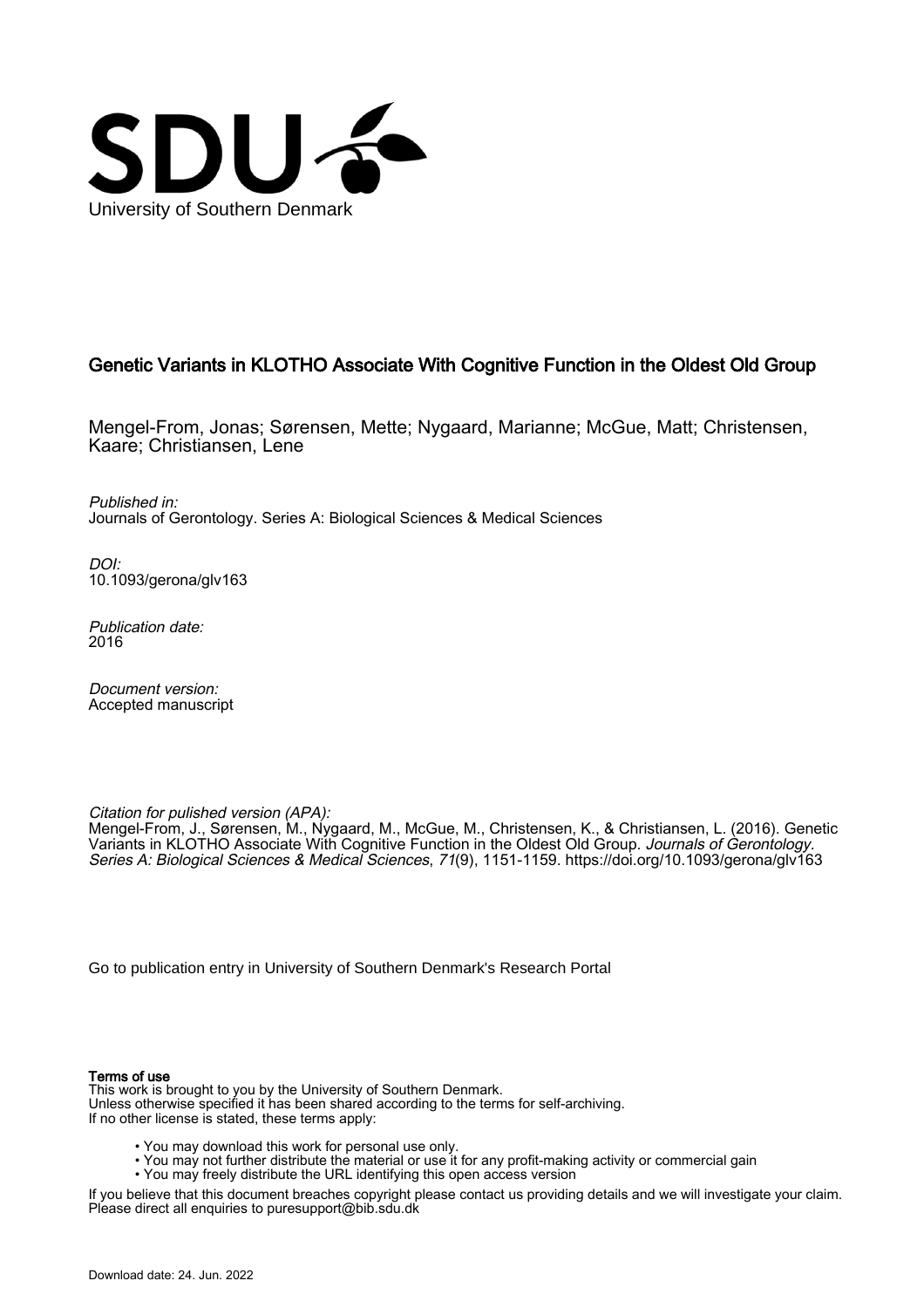University of Southern Denmark

# Genetic Variants in KLOTHO Associate With Cognitive Function in the Oldest Old Group

Mengel-From, Jonas; Sørensen, Mette; Nygaard, Marianne; McGue, Matt; Christensen, Kaare; Christiansen, Lene

*Published in:*
Journals of Gerontology. Series A: Biological Sciences & Medical Sciences

*DOI:*
10.1093/gerona/glv163

*Publication date:*
2016

*Document version:*
Accepted manuscript

*Citation for pulished version (APA):*
Mengel-From, J., Sørensen, M., Nygaard, M., McGue, M., Christensen, K., & Christiansen, L. (2016). Genetic Variants in KLOTHO Associate With Cognitive Function in the Oldest Old Group. *Journals of Gerontology. Series A: Biological Sciences & Medical Sciences*, *71*(9), 1151-1159. https://doi.org/10.1093/gerona/glv163

Go to publication entry in University of Southern Denmark's Research Portal

**Terms of use**
This work is brought to you by the University of Southern Denmark.
Unless otherwise specified it has been shared according to the terms for self-archiving.
If no other license is stated, these terms apply:

- You may download this work for personal use only.
- You may not further distribute the material or use it for any profit-making activity or commercial gain
- You may freely distribute the URL identifying this open access version

If you believe that this document breaches copyright please contact us providing details and we will investigate your claim.
Please direct all enquiries to puresupport@bib.sdu.dk

Download date: 24. Jun. 2022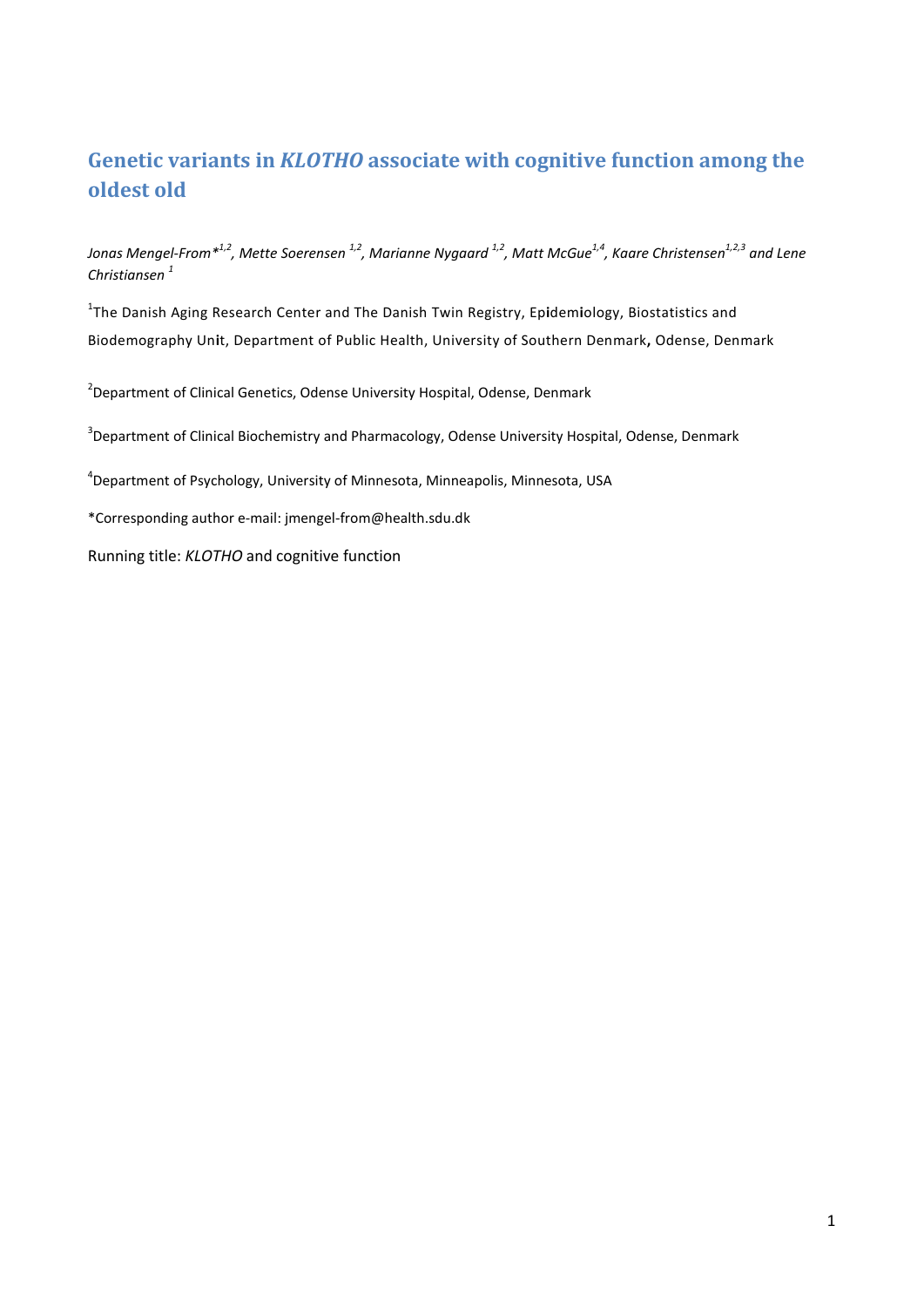# Genetic variants in *KLOTHO* associate with cognitive function among the oldest old

*Jonas Mengel-From*[1,2], Mette Soerensen [1,2], Marianne Nygaard [1,2], Matt McGue[1,4], Kaare Christensen[1,2,3] and Lene Christiansen [1]*

[1]The Danish Aging Research Center and The Danish Twin Registry, Epidemiology, Biostatistics and Biodemography Unit, Department of Public Health, University of Southern Denmark, Odense, Denmark

[2]Department of Clinical Genetics, Odense University Hospital, Odense, Denmark

[3]Department of Clinical Biochemistry and Pharmacology, Odense University Hospital, Odense, Denmark

[4]Department of Psychology, University of Minnesota, Minneapolis, Minnesota, USA

*Corresponding author e-mail: jmengel-from@health.sdu.dk

Running title: *KLOTHO* and cognitive function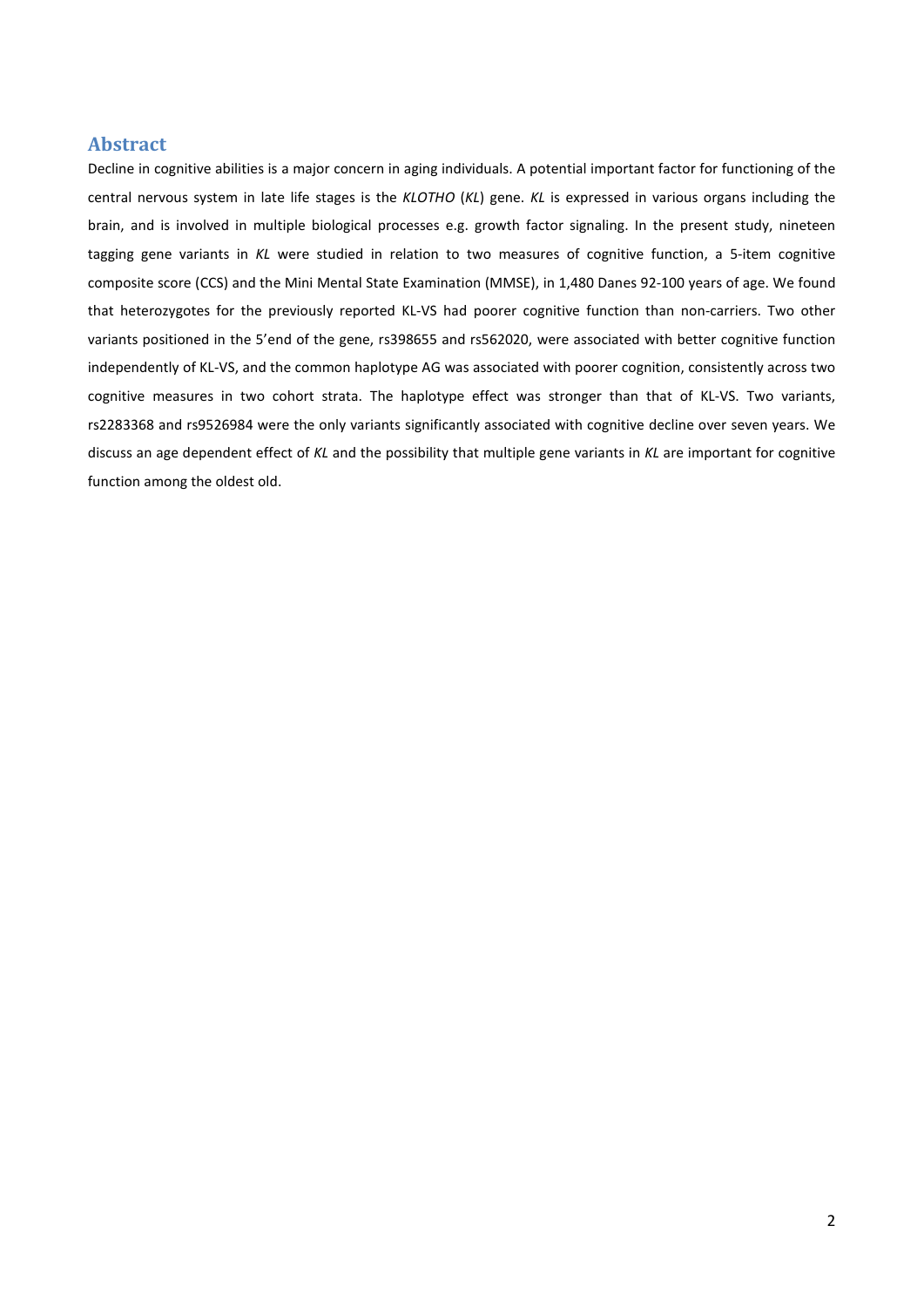## Abstract

Decline in cognitive abilities is a major concern in aging individuals. A potential important factor for functioning of the central nervous system in late life stages is the *KLOTHO* (*KL*) gene. *KL* is expressed in various organs including the brain, and is involved in multiple biological processes e.g. growth factor signaling. In the present study, nineteen tagging gene variants in *KL* were studied in relation to two measures of cognitive function, a 5-item cognitive composite score (CCS) and the Mini Mental State Examination (MMSE), in 1,480 Danes 92-100 years of age. We found that heterozygotes for the previously reported KL-VS had poorer cognitive function than non-carriers. Two other variants positioned in the 5'end of the gene, rs398655 and rs562020, were associated with better cognitive function independently of KL-VS, and the common haplotype AG was associated with poorer cognition, consistently across two cognitive measures in two cohort strata. The haplotype effect was stronger than that of KL-VS. Two variants, rs2283368 and rs9526984 were the only variants significantly associated with cognitive decline over seven years. We discuss an age dependent effect of *KL* and the possibility that multiple gene variants in *KL* are important for cognitive function among the oldest old.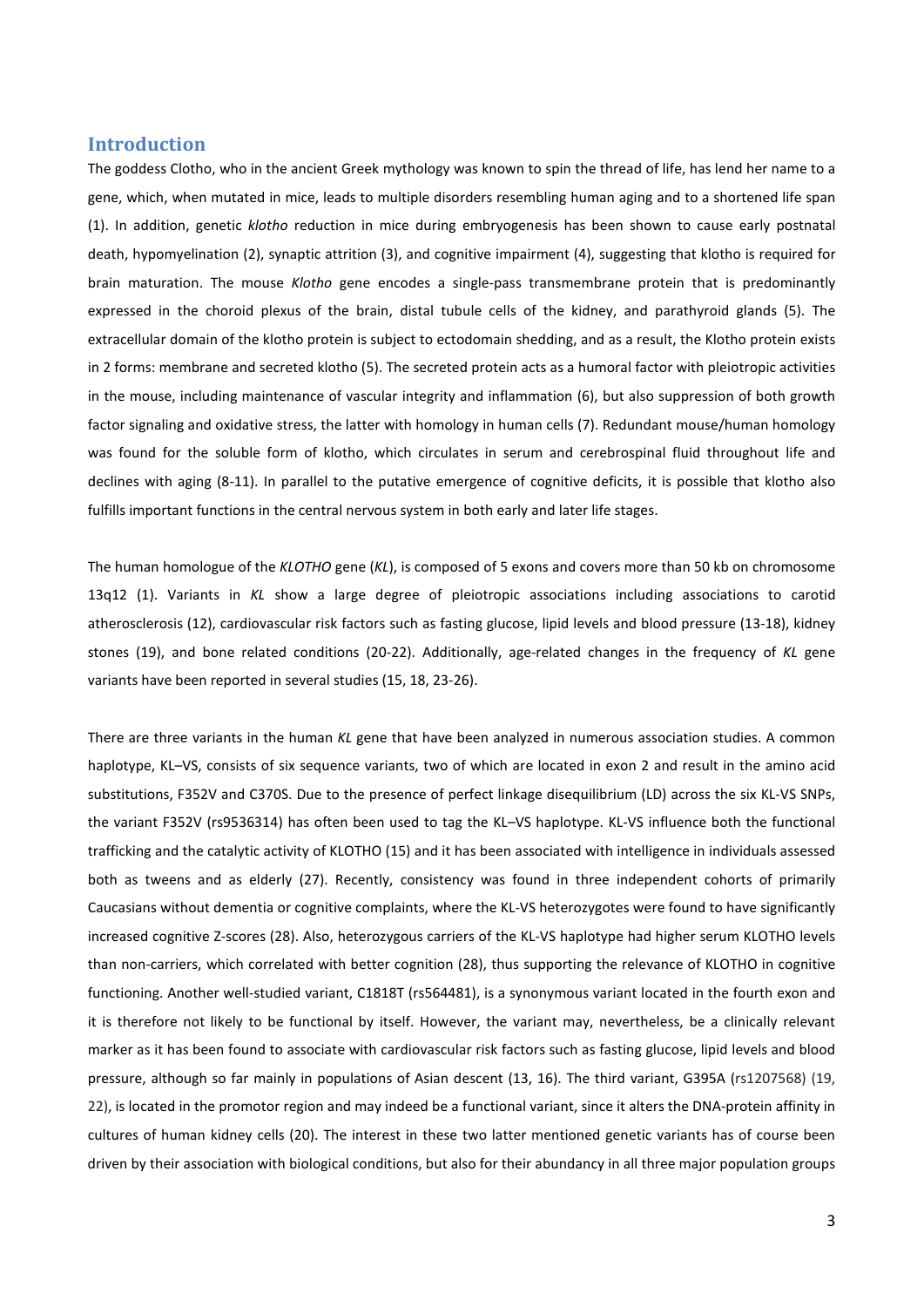## Introduction

The goddess Clotho, who in the ancient Greek mythology was known to spin the thread of life, has lend her name to a gene, which, when mutated in mice, leads to multiple disorders resembling human aging and to a shortened life span (1). In addition, genetic *klotho* reduction in mice during embryogenesis has been shown to cause early postnatal death, hypomyelination (2), synaptic attrition (3), and cognitive impairment (4), suggesting that klotho is required for brain maturation. The mouse *Klotho* gene encodes a single-pass transmembrane protein that is predominantly expressed in the choroid plexus of the brain, distal tubule cells of the kidney, and parathyroid glands (5). The extracellular domain of the klotho protein is subject to ectodomain shedding, and as a result, the Klotho protein exists in 2 forms: membrane and secreted klotho (5). The secreted protein acts as a humoral factor with pleiotropic activities in the mouse, including maintenance of vascular integrity and inflammation (6), but also suppression of both growth factor signaling and oxidative stress, the latter with homology in human cells (7). Redundant mouse/human homology was found for the soluble form of klotho, which circulates in serum and cerebrospinal fluid throughout life and declines with aging (8-11). In parallel to the putative emergence of cognitive deficits, it is possible that klotho also fulfills important functions in the central nervous system in both early and later life stages.

The human homologue of the *KLOTHO* gene (*KL*), is composed of 5 exons and covers more than 50 kb on chromosome 13q12 (1). Variants in *KL* show a large degree of pleiotropic associations including associations to carotid atherosclerosis (12), cardiovascular risk factors such as fasting glucose, lipid levels and blood pressure (13-18), kidney stones (19), and bone related conditions (20-22). Additionally, age-related changes in the frequency of *KL* gene variants have been reported in several studies (15, 18, 23-26).

There are three variants in the human *KL* gene that have been analyzed in numerous association studies. A common haplotype, KL–VS, consists of six sequence variants, two of which are located in exon 2 and result in the amino acid substitutions, F352V and C370S. Due to the presence of perfect linkage disequilibrium (LD) across the six KL-VS SNPs, the variant F352V (rs9536314) has often been used to tag the KL–VS haplotype. KL-VS influence both the functional trafficking and the catalytic activity of KLOTHO (15) and it has been associated with intelligence in individuals assessed both as tweens and as elderly (27). Recently, consistency was found in three independent cohorts of primarily Caucasians without dementia or cognitive complaints, where the KL-VS heterozygotes were found to have significantly increased cognitive Z-scores (28). Also, heterozygous carriers of the KL-VS haplotype had higher serum KLOTHO levels than non-carriers, which correlated with better cognition (28), thus supporting the relevance of KLOTHO in cognitive functioning. Another well-studied variant, C1818T (rs564481), is a synonymous variant located in the fourth exon and it is therefore not likely to be functional by itself. However, the variant may, nevertheless, be a clinically relevant marker as it has been found to associate with cardiovascular risk factors such as fasting glucose, lipid levels and blood pressure, although so far mainly in populations of Asian descent (13, 16). The third variant, G395A (rs1207568) (19, 22), is located in the promotor region and may indeed be a functional variant, since it alters the DNA-protein affinity in cultures of human kidney cells (20). The interest in these two latter mentioned genetic variants has of course been driven by their association with biological conditions, but also for their abundancy in all three major population groups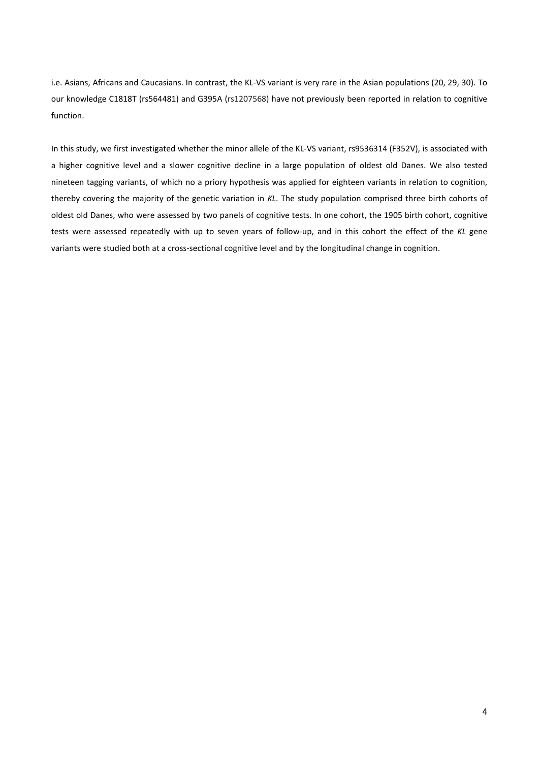i.e. Asians, Africans and Caucasians. In contrast, the KL-VS variant is very rare in the Asian populations (20, 29, 30). To our knowledge C1818T (rs564481) and G395A (rs1207568) have not previously been reported in relation to cognitive function.

In this study, we first investigated whether the minor allele of the KL-VS variant, rs9536314 (F352V), is associated with a higher cognitive level and a slower cognitive decline in a large population of oldest old Danes. We also tested nineteen tagging variants, of which no a priory hypothesis was applied for eighteen variants in relation to cognition, thereby covering the majority of the genetic variation in *KL*. The study population comprised three birth cohorts of oldest old Danes, who were assessed by two panels of cognitive tests. In one cohort, the 1905 birth cohort, cognitive tests were assessed repeatedly with up to seven years of follow-up, and in this cohort the effect of the *KL* gene variants were studied both at a cross-sectional cognitive level and by the longitudinal change in cognition.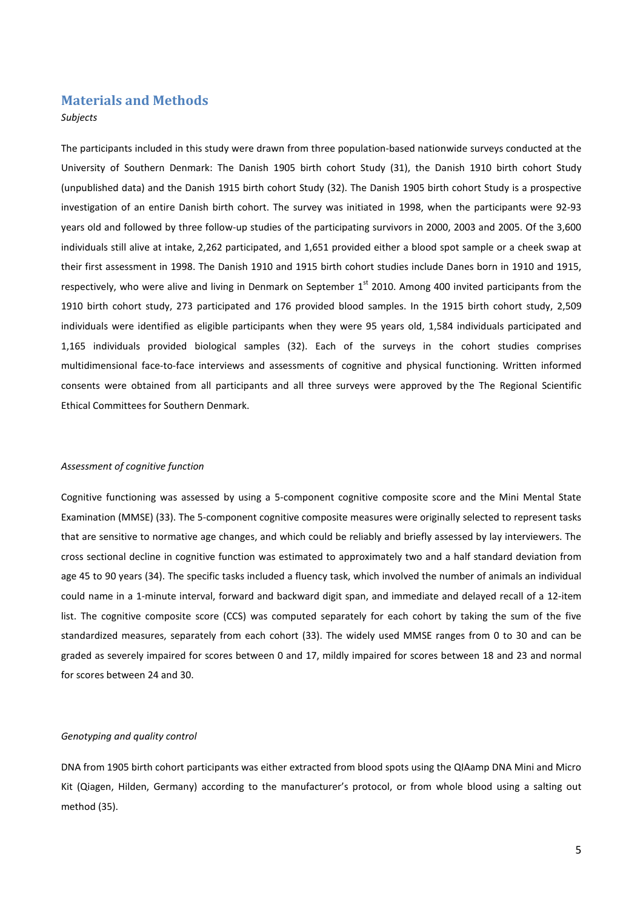## Materials and Methods

*Subjects*

The participants included in this study were drawn from three population-based nationwide surveys conducted at the University of Southern Denmark: The Danish 1905 birth cohort Study (31), the Danish 1910 birth cohort Study (unpublished data) and the Danish 1915 birth cohort Study (32). The Danish 1905 birth cohort Study is a prospective investigation of an entire Danish birth cohort. The survey was initiated in 1998, when the participants were 92-93 years old and followed by three follow-up studies of the participating survivors in 2000, 2003 and 2005. Of the 3,600 individuals still alive at intake, 2,262 participated, and 1,651 provided either a blood spot sample or a cheek swap at their first assessment in 1998. The Danish 1910 and 1915 birth cohort studies include Danes born in 1910 and 1915, respectively, who were alive and living in Denmark on September 1st 2010. Among 400 invited participants from the 1910 birth cohort study, 273 participated and 176 provided blood samples. In the 1915 birth cohort study, 2,509 individuals were identified as eligible participants when they were 95 years old, 1,584 individuals participated and 1,165 individuals provided biological samples (32). Each of the surveys in the cohort studies comprises multidimensional face-to-face interviews and assessments of cognitive and physical functioning. Written informed consents were obtained from all participants and all three surveys were approved by the The Regional Scientific Ethical Committees for Southern Denmark.

*Assessment of cognitive function*

Cognitive functioning was assessed by using a 5-component cognitive composite score and the Mini Mental State Examination (MMSE) (33). The 5-component cognitive composite measures were originally selected to represent tasks that are sensitive to normative age changes, and which could be reliably and briefly assessed by lay interviewers. The cross sectional decline in cognitive function was estimated to approximately two and a half standard deviation from age 45 to 90 years (34). The specific tasks included a fluency task, which involved the number of animals an individual could name in a 1-minute interval, forward and backward digit span, and immediate and delayed recall of a 12-item list. The cognitive composite score (CCS) was computed separately for each cohort by taking the sum of the five standardized measures, separately from each cohort (33). The widely used MMSE ranges from 0 to 30 and can be graded as severely impaired for scores between 0 and 17, mildly impaired for scores between 18 and 23 and normal for scores between 24 and 30.

*Genotyping and quality control*

DNA from 1905 birth cohort participants was either extracted from blood spots using the QIAamp DNA Mini and Micro Kit (Qiagen, Hilden, Germany) according to the manufacturer's protocol, or from whole blood using a salting out method (35).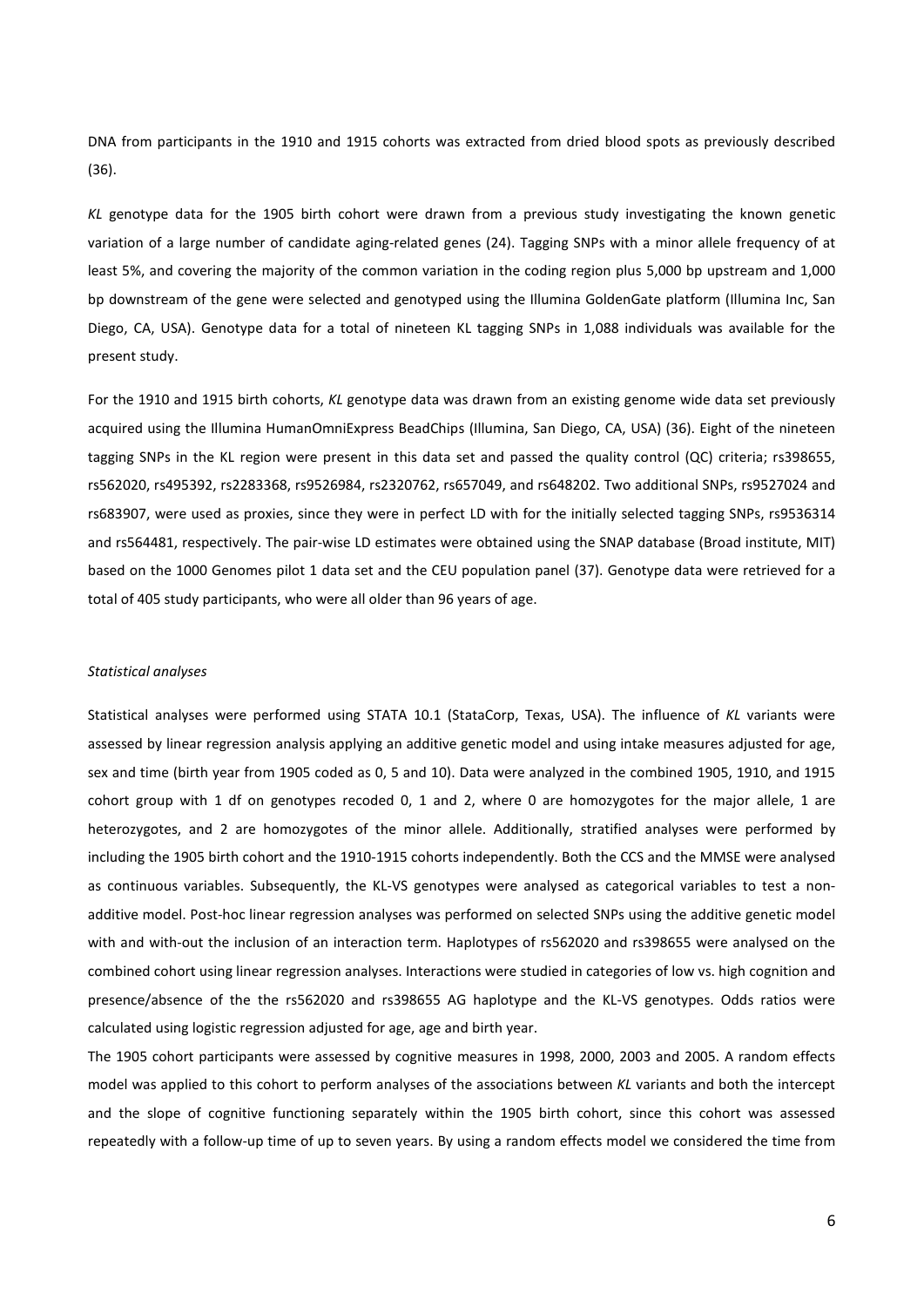DNA from participants in the 1910 and 1915 cohorts was extracted from dried blood spots as previously described (36).

*KL* genotype data for the 1905 birth cohort were drawn from a previous study investigating the known genetic variation of a large number of candidate aging-related genes (24). Tagging SNPs with a minor allele frequency of at least 5%, and covering the majority of the common variation in the coding region plus 5,000 bp upstream and 1,000 bp downstream of the gene were selected and genotyped using the Illumina GoldenGate platform (Illumina Inc, San Diego, CA, USA). Genotype data for a total of nineteen KL tagging SNPs in 1,088 individuals was available for the present study.

For the 1910 and 1915 birth cohorts, *KL* genotype data was drawn from an existing genome wide data set previously acquired using the Illumina HumanOmniExpress BeadChips (Illumina, San Diego, CA, USA) (36). Eight of the nineteen tagging SNPs in the KL region were present in this data set and passed the quality control (QC) criteria; rs398655, rs562020, rs495392, rs2283368, rs9526984, rs2320762, rs657049, and rs648202. Two additional SNPs, rs9527024 and rs683907, were used as proxies, since they were in perfect LD with for the initially selected tagging SNPs, rs9536314 and rs564481, respectively. The pair-wise LD estimates were obtained using the SNAP database (Broad institute, MIT) based on the 1000 Genomes pilot 1 data set and the CEU population panel (37). Genotype data were retrieved for a total of 405 study participants, who were all older than 96 years of age.

*Statistical analyses*

Statistical analyses were performed using STATA 10.1 (StataCorp, Texas, USA). The influence of *KL* variants were assessed by linear regression analysis applying an additive genetic model and using intake measures adjusted for age, sex and time (birth year from 1905 coded as 0, 5 and 10). Data were analyzed in the combined 1905, 1910, and 1915 cohort group with 1 df on genotypes recoded 0, 1 and 2, where 0 are homozygotes for the major allele, 1 are heterozygotes, and 2 are homozygotes of the minor allele. Additionally, stratified analyses were performed by including the 1905 birth cohort and the 1910-1915 cohorts independently. Both the CCS and the MMSE were analysed as continuous variables. Subsequently, the KL-VS genotypes were analysed as categorical variables to test a non-additive model. Post-hoc linear regression analyses was performed on selected SNPs using the additive genetic model with and with-out the inclusion of an interaction term. Haplotypes of rs562020 and rs398655 were analysed on the combined cohort using linear regression analyses. Interactions were studied in categories of low vs. high cognition and presence/absence of the the rs562020 and rs398655 AG haplotype and the KL-VS genotypes. Odds ratios were calculated using logistic regression adjusted for age, age and birth year.

The 1905 cohort participants were assessed by cognitive measures in 1998, 2000, 2003 and 2005. A random effects model was applied to this cohort to perform analyses of the associations between *KL* variants and both the intercept and the slope of cognitive functioning separately within the 1905 birth cohort, since this cohort was assessed repeatedly with a follow-up time of up to seven years. By using a random effects model we considered the time from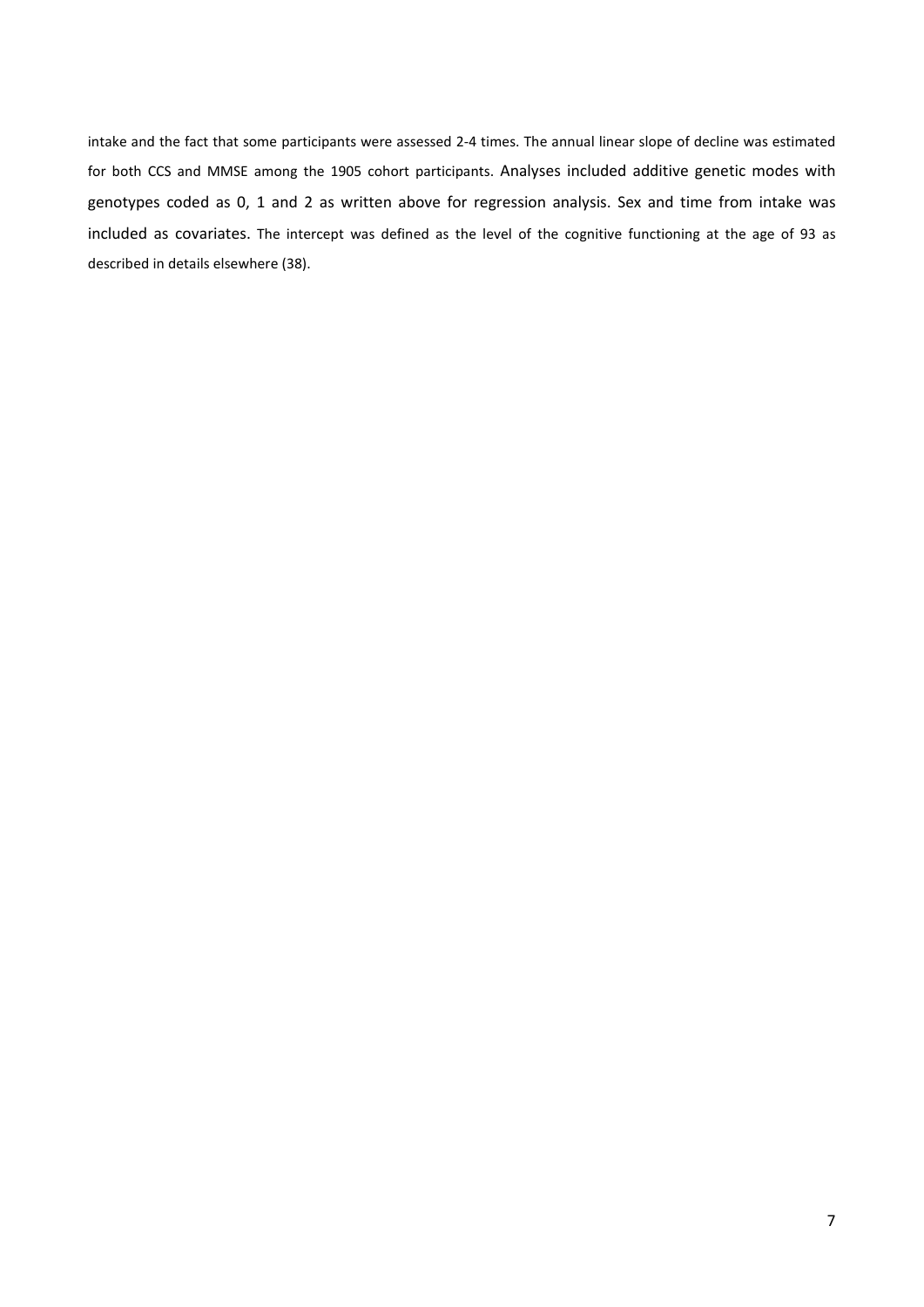intake and the fact that some participants were assessed 2-4 times. The annual linear slope of decline was estimated for both CCS and MMSE among the 1905 cohort participants. Analyses included additive genetic modes with genotypes coded as 0, 1 and 2 as written above for regression analysis. Sex and time from intake was included as covariates. The intercept was defined as the level of the cognitive functioning at the age of 93 as described in details elsewhere (38).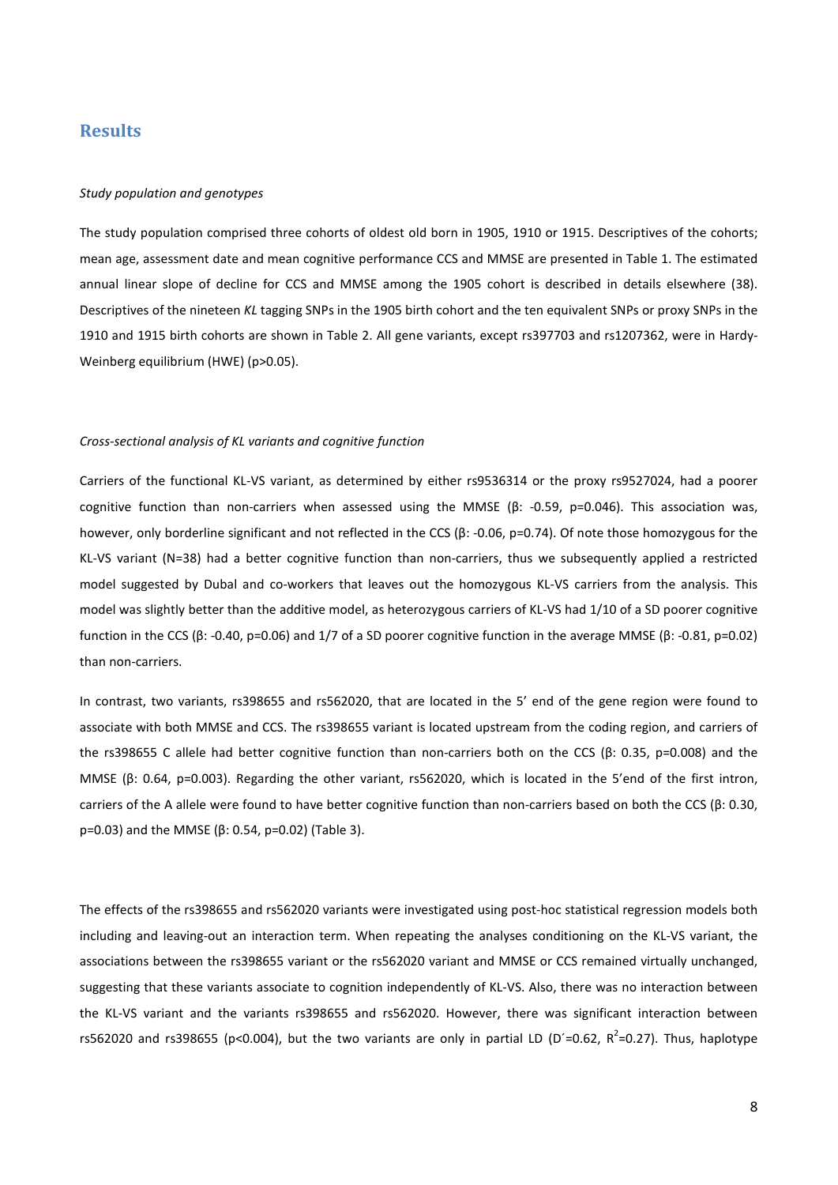## Results

*Study population and genotypes*

The study population comprised three cohorts of oldest old born in 1905, 1910 or 1915. Descriptives of the cohorts; mean age, assessment date and mean cognitive performance CCS and MMSE are presented in Table 1. The estimated annual linear slope of decline for CCS and MMSE among the 1905 cohort is described in details elsewhere (38). Descriptives of the nineteen *KL* tagging SNPs in the 1905 birth cohort and the ten equivalent SNPs or proxy SNPs in the 1910 and 1915 birth cohorts are shown in Table 2. All gene variants, except rs397703 and rs1207362, were in Hardy-Weinberg equilibrium (HWE) ($p>0.05$).

*Cross-sectional analysis of KL variants and cognitive function*

Carriers of the functional KL-VS variant, as determined by either rs9536314 or the proxy rs9527024, had a poorer cognitive function than non-carriers when assessed using the MMSE (β: -0.59, p=0.046). This association was, however, only borderline significant and not reflected in the CCS (β: -0.06, p=0.74). Of note those homozygous for the KL-VS variant (N=38) had a better cognitive function than non-carriers, thus we subsequently applied a restricted model suggested by Dubal and co-workers that leaves out the homozygous KL-VS carriers from the analysis. This model was slightly better than the additive model, as heterozygous carriers of KL-VS had 1/10 of a SD poorer cognitive function in the CCS (β: -0.40, p=0.06) and 1/7 of a SD poorer cognitive function in the average MMSE (β: -0.81, p=0.02) than non-carriers.

In contrast, two variants, rs398655 and rs562020, that are located in the 5' end of the gene region were found to associate with both MMSE and CCS. The rs398655 variant is located upstream from the coding region, and carriers of the rs398655 C allele had better cognitive function than non-carriers both on the CCS (β: 0.35, p=0.008) and the MMSE (β: 0.64, p=0.003). Regarding the other variant, rs562020, which is located in the 5'end of the first intron, carriers of the A allele were found to have better cognitive function than non-carriers based on both the CCS (β: 0.30, p=0.03) and the MMSE (β: 0.54, p=0.02) (Table 3).

The effects of the rs398655 and rs562020 variants were investigated using post-hoc statistical regression models both including and leaving-out an interaction term. When repeating the analyses conditioning on the KL-VS variant, the associations between the rs398655 variant or the rs562020 variant and MMSE or CCS remained virtually unchanged, suggesting that these variants associate to cognition independently of KL-VS. Also, there was no interaction between the KL-VS variant and the variants rs398655 and rs562020. However, there was significant interaction between rs562020 and rs398655 ($p<0.004$), but the two variants are only in partial LD (D´=0.62, $R^2$=0.27). Thus, haplotype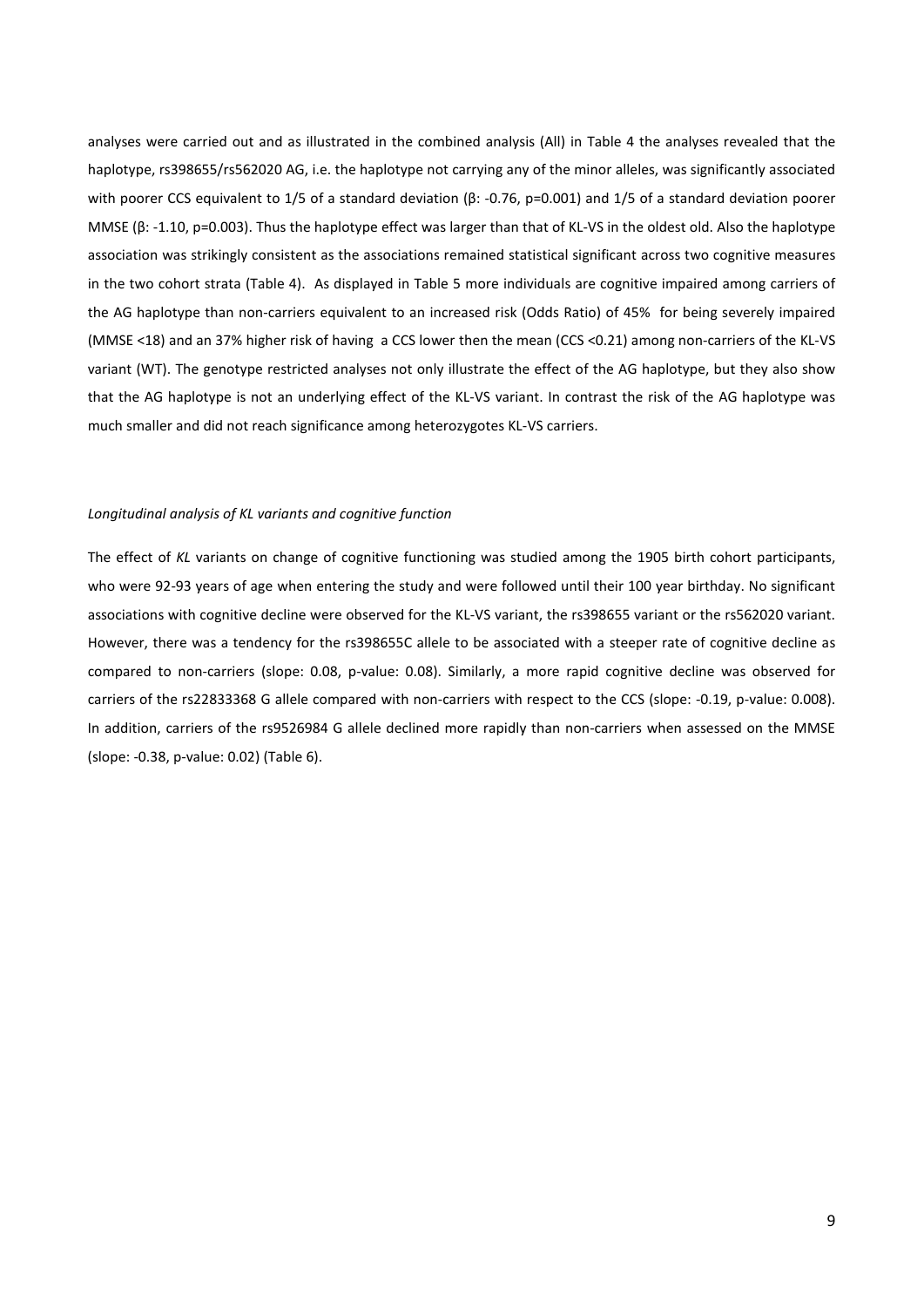analyses were carried out and as illustrated in the combined analysis (All) in Table 4 the analyses revealed that the haplotype, rs398655/rs562020 AG, i.e. the haplotype not carrying any of the minor alleles, was significantly associated with poorer CCS equivalent to 1/5 of a standard deviation (β: -0.76, p=0.001) and 1/5 of a standard deviation poorer MMSE (β: -1.10, p=0.003). Thus the haplotype effect was larger than that of KL-VS in the oldest old. Also the haplotype association was strikingly consistent as the associations remained statistical significant across two cognitive measures in the two cohort strata (Table 4). As displayed in Table 5 more individuals are cognitive impaired among carriers of the AG haplotype than non-carriers equivalent to an increased risk (Odds Ratio) of 45% for being severely impaired (MMSE <18) and an 37% higher risk of having a CCS lower then the mean (CCS <0.21) among non-carriers of the KL-VS variant (WT). The genotype restricted analyses not only illustrate the effect of the AG haplotype, but they also show that the AG haplotype is not an underlying effect of the KL-VS variant. In contrast the risk of the AG haplotype was much smaller and did not reach significance among heterozygotes KL-VS carriers.

*Longitudinal analysis of KL variants and cognitive function*

The effect of *KL* variants on change of cognitive functioning was studied among the 1905 birth cohort participants, who were 92-93 years of age when entering the study and were followed until their 100 year birthday. No significant associations with cognitive decline were observed for the KL-VS variant, the rs398655 variant or the rs562020 variant. However, there was a tendency for the rs398655C allele to be associated with a steeper rate of cognitive decline as compared to non-carriers (slope: 0.08, p-value: 0.08). Similarly, a more rapid cognitive decline was observed for carriers of the rs22833368 G allele compared with non-carriers with respect to the CCS (slope: -0.19, p-value: 0.008). In addition, carriers of the rs9526984 G allele declined more rapidly than non-carriers when assessed on the MMSE (slope: -0.38, p-value: 0.02) (Table 6).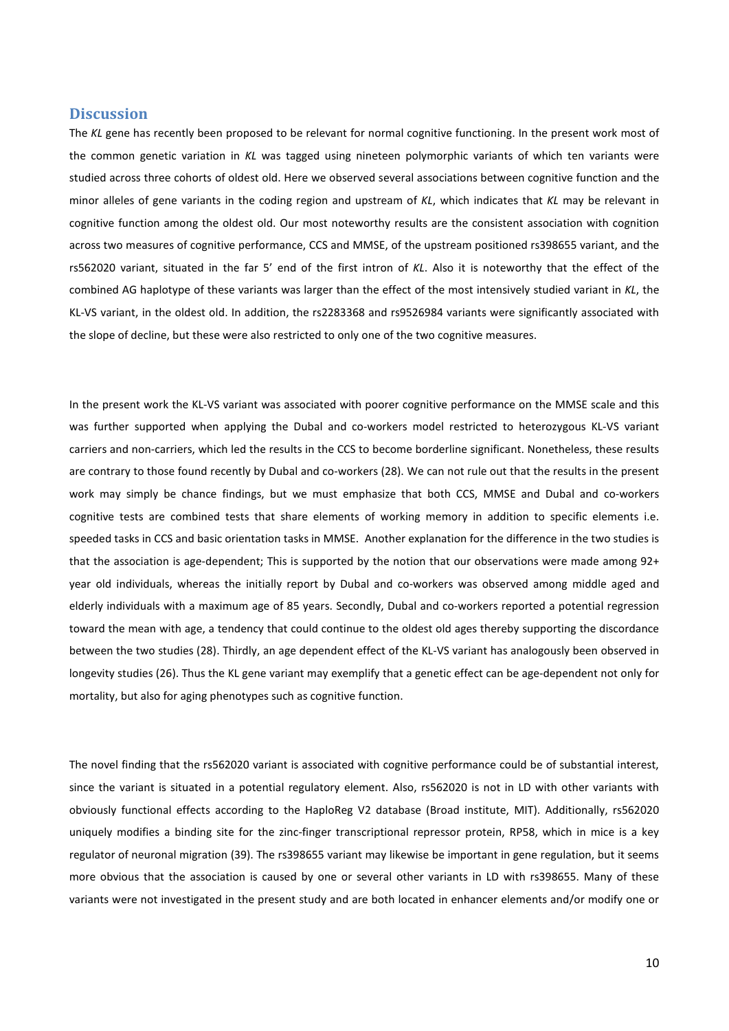## Discussion

The *KL* gene has recently been proposed to be relevant for normal cognitive functioning. In the present work most of the common genetic variation in *KL* was tagged using nineteen polymorphic variants of which ten variants were studied across three cohorts of oldest old. Here we observed several associations between cognitive function and the minor alleles of gene variants in the coding region and upstream of *KL*, which indicates that *KL* may be relevant in cognitive function among the oldest old. Our most noteworthy results are the consistent association with cognition across two measures of cognitive performance, CCS and MMSE, of the upstream positioned rs398655 variant, and the rs562020 variant, situated in the far 5' end of the first intron of *KL*. Also it is noteworthy that the effect of the combined AG haplotype of these variants was larger than the effect of the most intensively studied variant in *KL*, the KL-VS variant, in the oldest old. In addition, the rs2283368 and rs9526984 variants were significantly associated with the slope of decline, but these were also restricted to only one of the two cognitive measures.

In the present work the KL-VS variant was associated with poorer cognitive performance on the MMSE scale and this was further supported when applying the Dubal and co-workers model restricted to heterozygous KL-VS variant carriers and non-carriers, which led the results in the CCS to become borderline significant. Nonetheless, these results are contrary to those found recently by Dubal and co-workers (28). We can not rule out that the results in the present work may simply be chance findings, but we must emphasize that both CCS, MMSE and Dubal and co-workers cognitive tests are combined tests that share elements of working memory in addition to specific elements i.e. speeded tasks in CCS and basic orientation tasks in MMSE. Another explanation for the difference in the two studies is that the association is age-dependent; This is supported by the notion that our observations were made among 92+ year old individuals, whereas the initially report by Dubal and co-workers was observed among middle aged and elderly individuals with a maximum age of 85 years. Secondly, Dubal and co-workers reported a potential regression toward the mean with age, a tendency that could continue to the oldest old ages thereby supporting the discordance between the two studies (28). Thirdly, an age dependent effect of the KL-VS variant has analogously been observed in longevity studies (26). Thus the KL gene variant may exemplify that a genetic effect can be age-dependent not only for mortality, but also for aging phenotypes such as cognitive function.

The novel finding that the rs562020 variant is associated with cognitive performance could be of substantial interest, since the variant is situated in a potential regulatory element. Also, rs562020 is not in LD with other variants with obviously functional effects according to the HaploReg V2 database (Broad institute, MIT). Additionally, rs562020 uniquely modifies a binding site for the zinc-finger transcriptional repressor protein, RP58, which in mice is a key regulator of neuronal migration (39). The rs398655 variant may likewise be important in gene regulation, but it seems more obvious that the association is caused by one or several other variants in LD with rs398655. Many of these variants were not investigated in the present study and are both located in enhancer elements and/or modify one or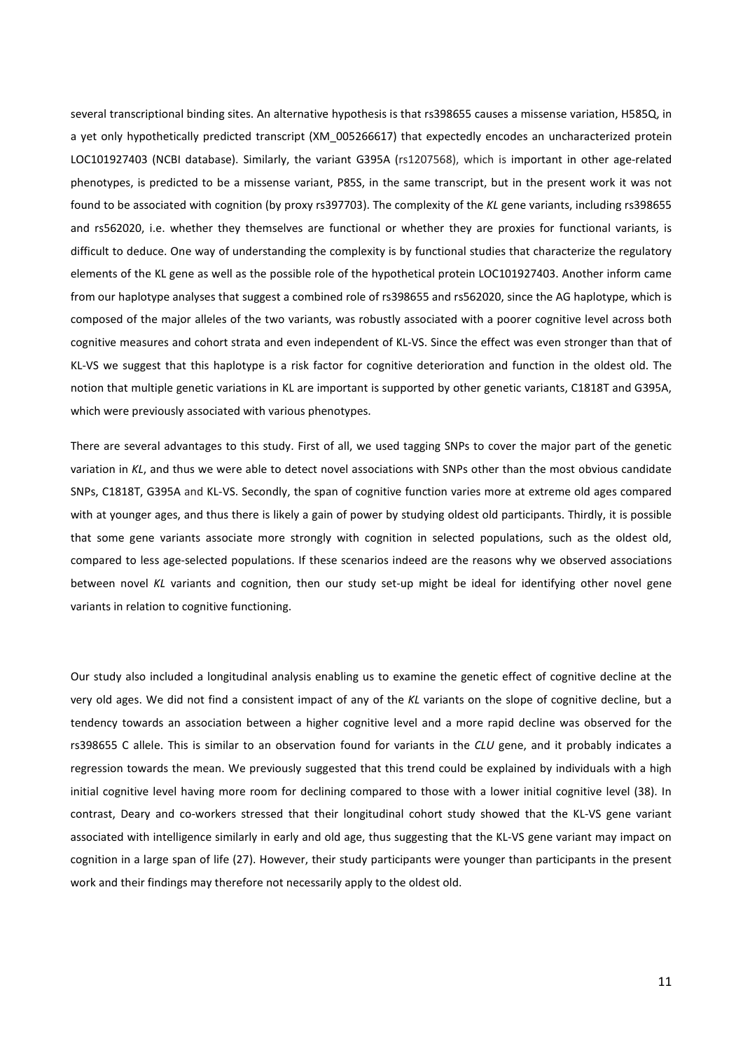several transcriptional binding sites. An alternative hypothesis is that rs398655 causes a missense variation, H585Q, in a yet only hypothetically predicted transcript (XM_005266617) that expectedly encodes an uncharacterized protein LOC101927403 (NCBI database). Similarly, the variant G395A (rs1207568), which is important in other age-related phenotypes, is predicted to be a missense variant, P85S, in the same transcript, but in the present work it was not found to be associated with cognition (by proxy rs397703). The complexity of the *KL* gene variants, including rs398655 and rs562020, i.e. whether they themselves are functional or whether they are proxies for functional variants, is difficult to deduce. One way of understanding the complexity is by functional studies that characterize the regulatory elements of the KL gene as well as the possible role of the hypothetical protein LOC101927403. Another inform came from our haplotype analyses that suggest a combined role of rs398655 and rs562020, since the AG haplotype, which is composed of the major alleles of the two variants, was robustly associated with a poorer cognitive level across both cognitive measures and cohort strata and even independent of KL-VS. Since the effect was even stronger than that of KL-VS we suggest that this haplotype is a risk factor for cognitive deterioration and function in the oldest old. The notion that multiple genetic variations in KL are important is supported by other genetic variants, C1818T and G395A, which were previously associated with various phenotypes.

There are several advantages to this study. First of all, we used tagging SNPs to cover the major part of the genetic variation in *KL*, and thus we were able to detect novel associations with SNPs other than the most obvious candidate SNPs, C1818T, G395A and KL-VS. Secondly, the span of cognitive function varies more at extreme old ages compared with at younger ages, and thus there is likely a gain of power by studying oldest old participants. Thirdly, it is possible that some gene variants associate more strongly with cognition in selected populations, such as the oldest old, compared to less age-selected populations. If these scenarios indeed are the reasons why we observed associations between novel *KL* variants and cognition, then our study set-up might be ideal for identifying other novel gene variants in relation to cognitive functioning.

Our study also included a longitudinal analysis enabling us to examine the genetic effect of cognitive decline at the very old ages. We did not find a consistent impact of any of the *KL* variants on the slope of cognitive decline, but a tendency towards an association between a higher cognitive level and a more rapid decline was observed for the rs398655 C allele. This is similar to an observation found for variants in the *CLU* gene, and it probably indicates a regression towards the mean. We previously suggested that this trend could be explained by individuals with a high initial cognitive level having more room for declining compared to those with a lower initial cognitive level (38). In contrast, Deary and co-workers stressed that their longitudinal cohort study showed that the KL-VS gene variant associated with intelligence similarly in early and old age, thus suggesting that the KL-VS gene variant may impact on cognition in a large span of life (27). However, their study participants were younger than participants in the present work and their findings may therefore not necessarily apply to the oldest old.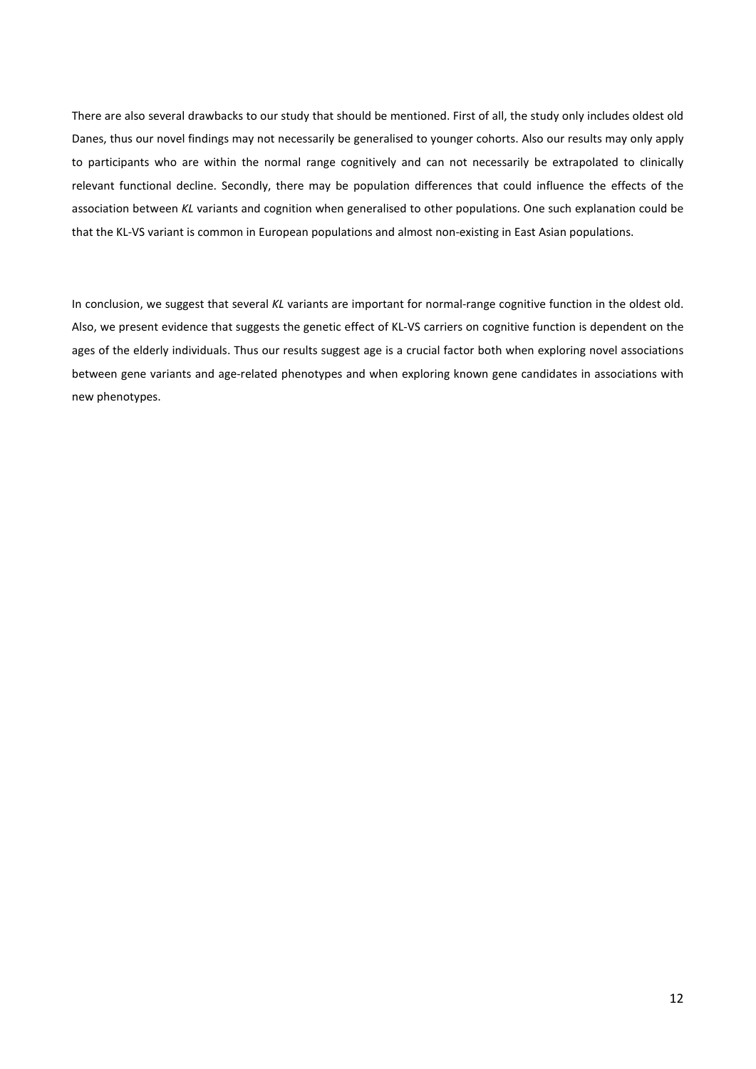There are also several drawbacks to our study that should be mentioned. First of all, the study only includes oldest old Danes, thus our novel findings may not necessarily be generalised to younger cohorts. Also our results may only apply to participants who are within the normal range cognitively and can not necessarily be extrapolated to clinically relevant functional decline. Secondly, there may be population differences that could influence the effects of the association between *KL* variants and cognition when generalised to other populations. One such explanation could be that the KL-VS variant is common in European populations and almost non-existing in East Asian populations.

In conclusion, we suggest that several *KL* variants are important for normal-range cognitive function in the oldest old. Also, we present evidence that suggests the genetic effect of KL-VS carriers on cognitive function is dependent on the ages of the elderly individuals. Thus our results suggest age is a crucial factor both when exploring novel associations between gene variants and age-related phenotypes and when exploring known gene candidates in associations with new phenotypes.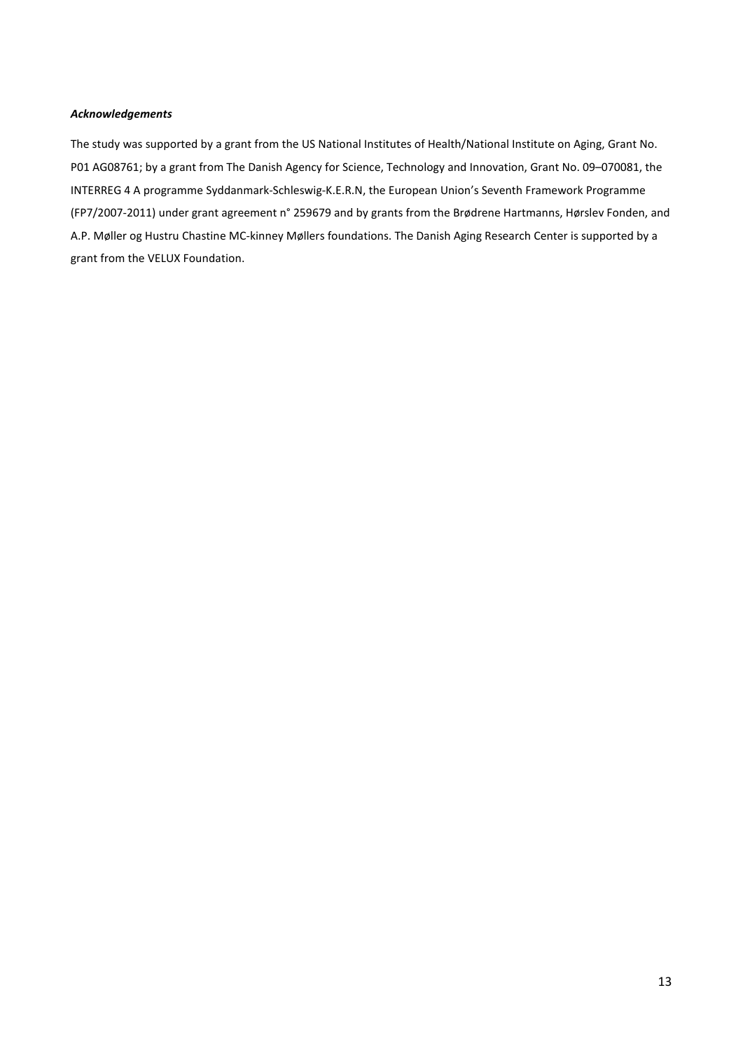***Acknowledgements***

The study was supported by a grant from the US National Institutes of Health/National Institute on Aging, Grant No. P01 AG08761; by a grant from The Danish Agency for Science, Technology and Innovation, Grant No. 09–070081, the INTERREG 4 A programme Syddanmark-Schleswig-K.E.R.N, the European Union's Seventh Framework Programme (FP7/2007-2011) under grant agreement n° 259679 and by grants from the Brødrene Hartmanns, Hørslev Fonden, and A.P. Møller og Hustru Chastine MC-kinney Møllers foundations. The Danish Aging Research Center is supported by a grant from the VELUX Foundation.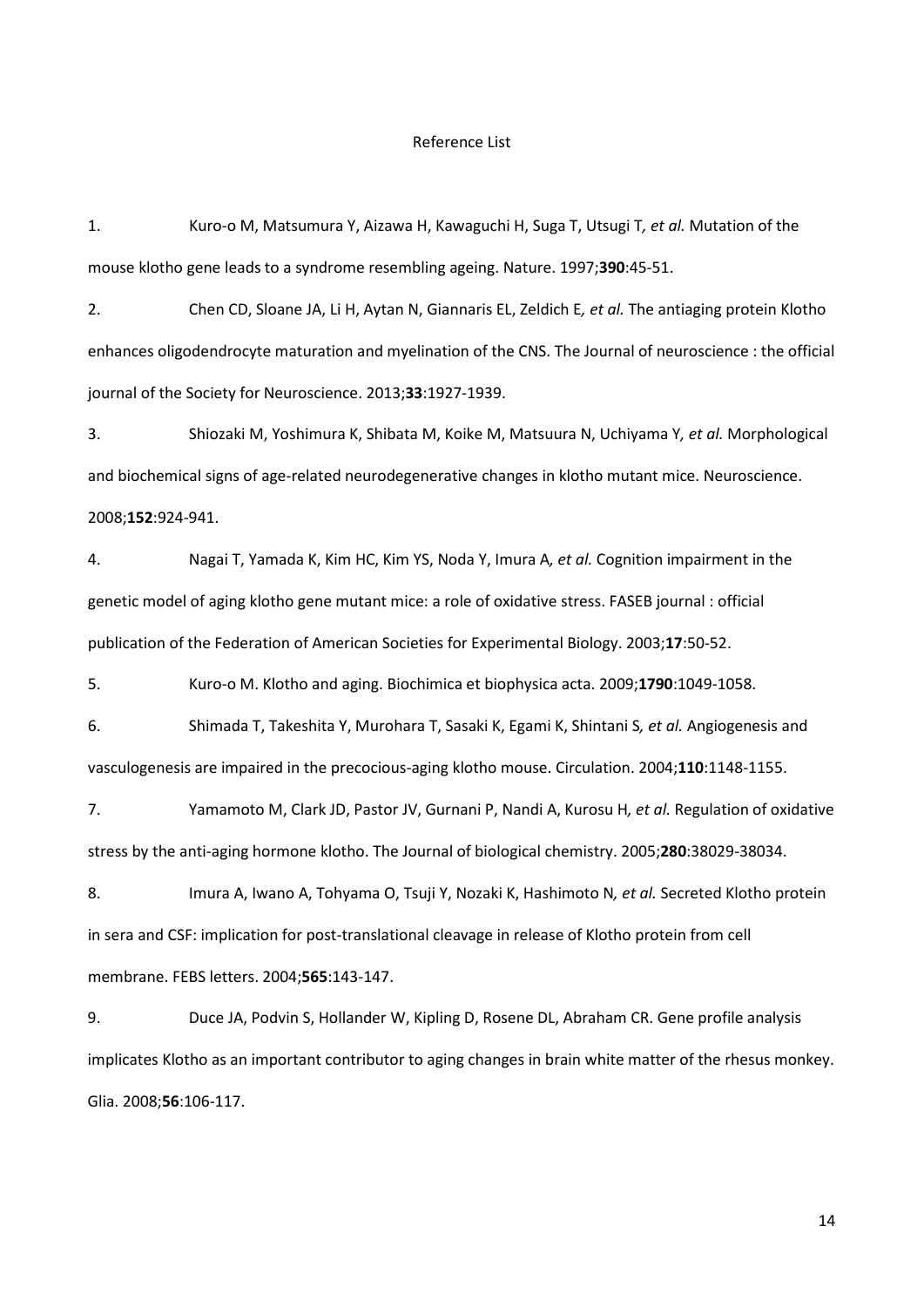Reference List

1. Kuro-o M, Matsumura Y, Aizawa H, Kawaguchi H, Suga T, Utsugi T*, et al.* Mutation of the mouse klotho gene leads to a syndrome resembling ageing. Nature. 1997;**390**:45-51.

2. Chen CD, Sloane JA, Li H, Aytan N, Giannaris EL, Zeldich E*, et al.* The antiaging protein Klotho enhances oligodendrocyte maturation and myelination of the CNS. The Journal of neuroscience : the official journal of the Society for Neuroscience. 2013;**33**:1927-1939.

3. Shiozaki M, Yoshimura K, Shibata M, Koike M, Matsuura N, Uchiyama Y*, et al.* Morphological and biochemical signs of age-related neurodegenerative changes in klotho mutant mice. Neuroscience. 2008;**152**:924-941.

4. Nagai T, Yamada K, Kim HC, Kim YS, Noda Y, Imura A*, et al.* Cognition impairment in the genetic model of aging klotho gene mutant mice: a role of oxidative stress. FASEB journal : official publication of the Federation of American Societies for Experimental Biology. 2003;**17**:50-52.

5. Kuro-o M. Klotho and aging. Biochimica et biophysica acta. 2009;**1790**:1049-1058.

6. Shimada T, Takeshita Y, Murohara T, Sasaki K, Egami K, Shintani S*, et al.* Angiogenesis and vasculogenesis are impaired in the precocious-aging klotho mouse. Circulation. 2004;**110**:1148-1155.

7. Yamamoto M, Clark JD, Pastor JV, Gurnani P, Nandi A, Kurosu H*, et al.* Regulation of oxidative stress by the anti-aging hormone klotho. The Journal of biological chemistry. 2005;**280**:38029-38034.

8. Imura A, Iwano A, Tohyama O, Tsuji Y, Nozaki K, Hashimoto N*, et al.* Secreted Klotho protein in sera and CSF: implication for post-translational cleavage in release of Klotho protein from cell membrane. FEBS letters. 2004;**565**:143-147.

9. Duce JA, Podvin S, Hollander W, Kipling D, Rosene DL, Abraham CR. Gene profile analysis implicates Klotho as an important contributor to aging changes in brain white matter of the rhesus monkey. Glia. 2008;**56**:106-117.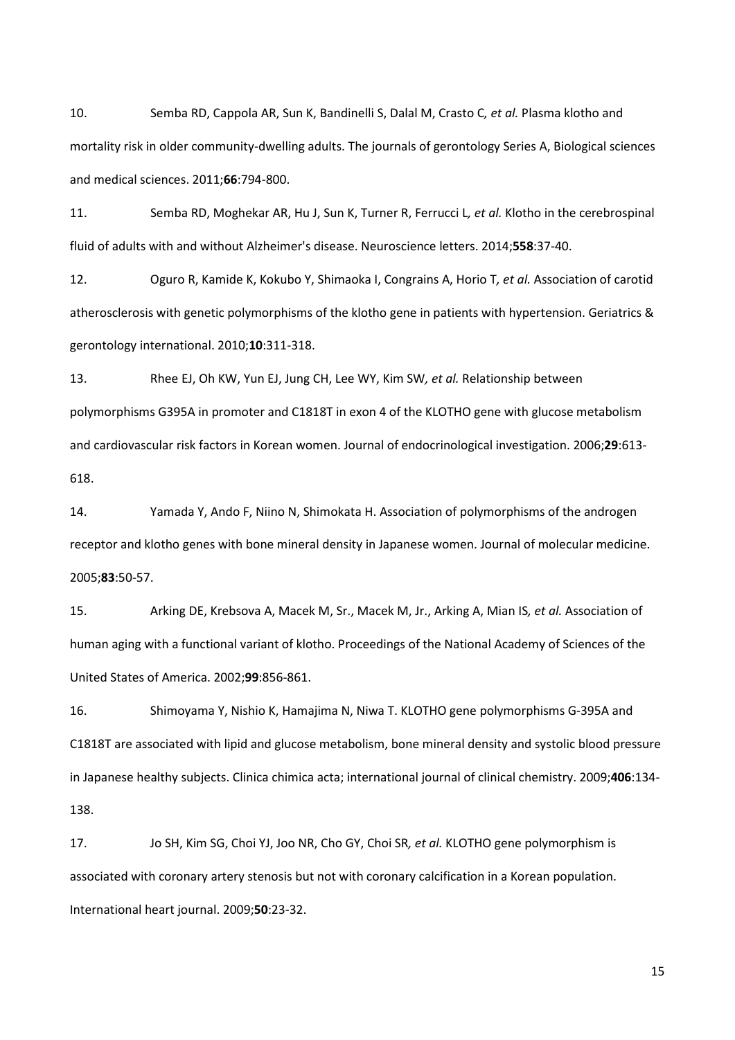10. Semba RD, Cappola AR, Sun K, Bandinelli S, Dalal M, Crasto C*, et al.* Plasma klotho and mortality risk in older community-dwelling adults. The journals of gerontology Series A, Biological sciences and medical sciences. 2011;**66**:794-800.

11. Semba RD, Moghekar AR, Hu J, Sun K, Turner R, Ferrucci L*, et al.* Klotho in the cerebrospinal fluid of adults with and without Alzheimer's disease. Neuroscience letters. 2014;**558**:37-40.

12. Oguro R, Kamide K, Kokubo Y, Shimaoka I, Congrains A, Horio T*, et al.* Association of carotid atherosclerosis with genetic polymorphisms of the klotho gene in patients with hypertension. Geriatrics & gerontology international. 2010;**10**:311-318.

13. Rhee EJ, Oh KW, Yun EJ, Jung CH, Lee WY, Kim SW*, et al.* Relationship between polymorphisms G395A in promoter and C1818T in exon 4 of the KLOTHO gene with glucose metabolism and cardiovascular risk factors in Korean women. Journal of endocrinological investigation. 2006;**29**:613-618.

14. Yamada Y, Ando F, Niino N, Shimokata H. Association of polymorphisms of the androgen receptor and klotho genes with bone mineral density in Japanese women. Journal of molecular medicine. 2005;**83**:50-57.

15. Arking DE, Krebsova A, Macek M, Sr., Macek M, Jr., Arking A, Mian IS*, et al.* Association of human aging with a functional variant of klotho. Proceedings of the National Academy of Sciences of the United States of America. 2002;**99**:856-861.

16. Shimoyama Y, Nishio K, Hamajima N, Niwa T. KLOTHO gene polymorphisms G-395A and C1818T are associated with lipid and glucose metabolism, bone mineral density and systolic blood pressure in Japanese healthy subjects. Clinica chimica acta; international journal of clinical chemistry. 2009;**406**:134-138.

17. Jo SH, Kim SG, Choi YJ, Joo NR, Cho GY, Choi SR*, et al.* KLOTHO gene polymorphism is associated with coronary artery stenosis but not with coronary calcification in a Korean population. International heart journal. 2009;**50**:23-32.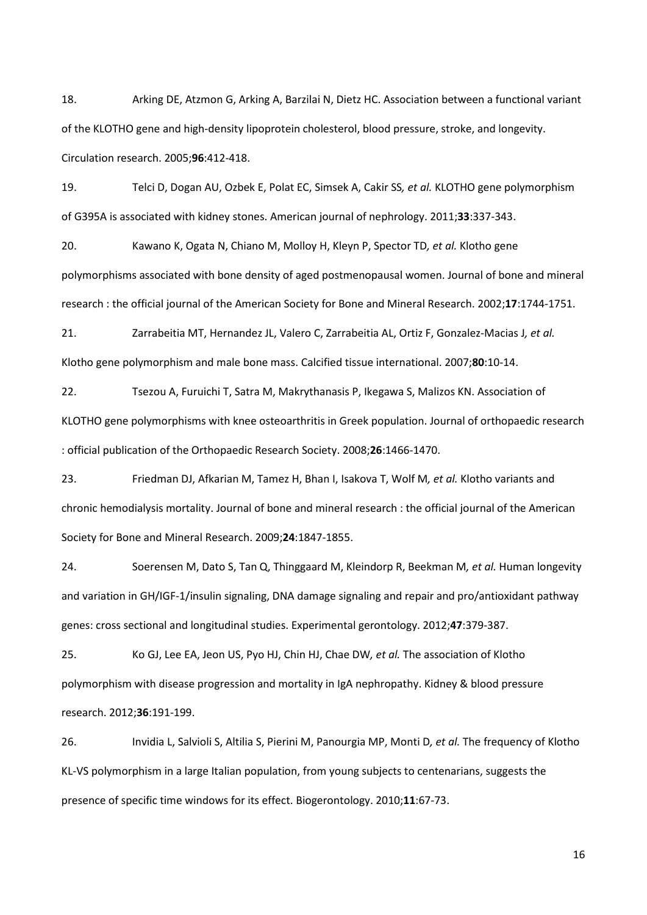18. Arking DE, Atzmon G, Arking A, Barzilai N, Dietz HC. Association between a functional variant of the KLOTHO gene and high-density lipoprotein cholesterol, blood pressure, stroke, and longevity. Circulation research. 2005;**96**:412-418.

19. Telci D, Dogan AU, Ozbek E, Polat EC, Simsek A, Cakir SS*, et al.* KLOTHO gene polymorphism of G395A is associated with kidney stones. American journal of nephrology. 2011;**33**:337-343.

20. Kawano K, Ogata N, Chiano M, Molloy H, Kleyn P, Spector TD*, et al.* Klotho gene polymorphisms associated with bone density of aged postmenopausal women. Journal of bone and mineral research : the official journal of the American Society for Bone and Mineral Research. 2002;**17**:1744-1751.

21. Zarrabeitia MT, Hernandez JL, Valero C, Zarrabeitia AL, Ortiz F, Gonzalez-Macias J*, et al.* Klotho gene polymorphism and male bone mass. Calcified tissue international. 2007;**80**:10-14.

22. Tsezou A, Furuichi T, Satra M, Makrythanasis P, Ikegawa S, Malizos KN. Association of KLOTHO gene polymorphisms with knee osteoarthritis in Greek population. Journal of orthopaedic research : official publication of the Orthopaedic Research Society. 2008;**26**:1466-1470.

23. Friedman DJ, Afkarian M, Tamez H, Bhan I, Isakova T, Wolf M*, et al.* Klotho variants and chronic hemodialysis mortality. Journal of bone and mineral research : the official journal of the American Society for Bone and Mineral Research. 2009;**24**:1847-1855.

24. Soerensen M, Dato S, Tan Q, Thinggaard M, Kleindorp R, Beekman M*, et al.* Human longevity and variation in GH/IGF-1/insulin signaling, DNA damage signaling and repair and pro/antioxidant pathway genes: cross sectional and longitudinal studies. Experimental gerontology. 2012;**47**:379-387.

25. Ko GJ, Lee EA, Jeon US, Pyo HJ, Chin HJ, Chae DW*, et al.* The association of Klotho polymorphism with disease progression and mortality in IgA nephropathy. Kidney & blood pressure research. 2012;**36**:191-199.

26. Invidia L, Salvioli S, Altilia S, Pierini M, Panourgia MP, Monti D*, et al.* The frequency of Klotho KL-VS polymorphism in a large Italian population, from young subjects to centenarians, suggests the presence of specific time windows for its effect. Biogerontology. 2010;**11**:67-73.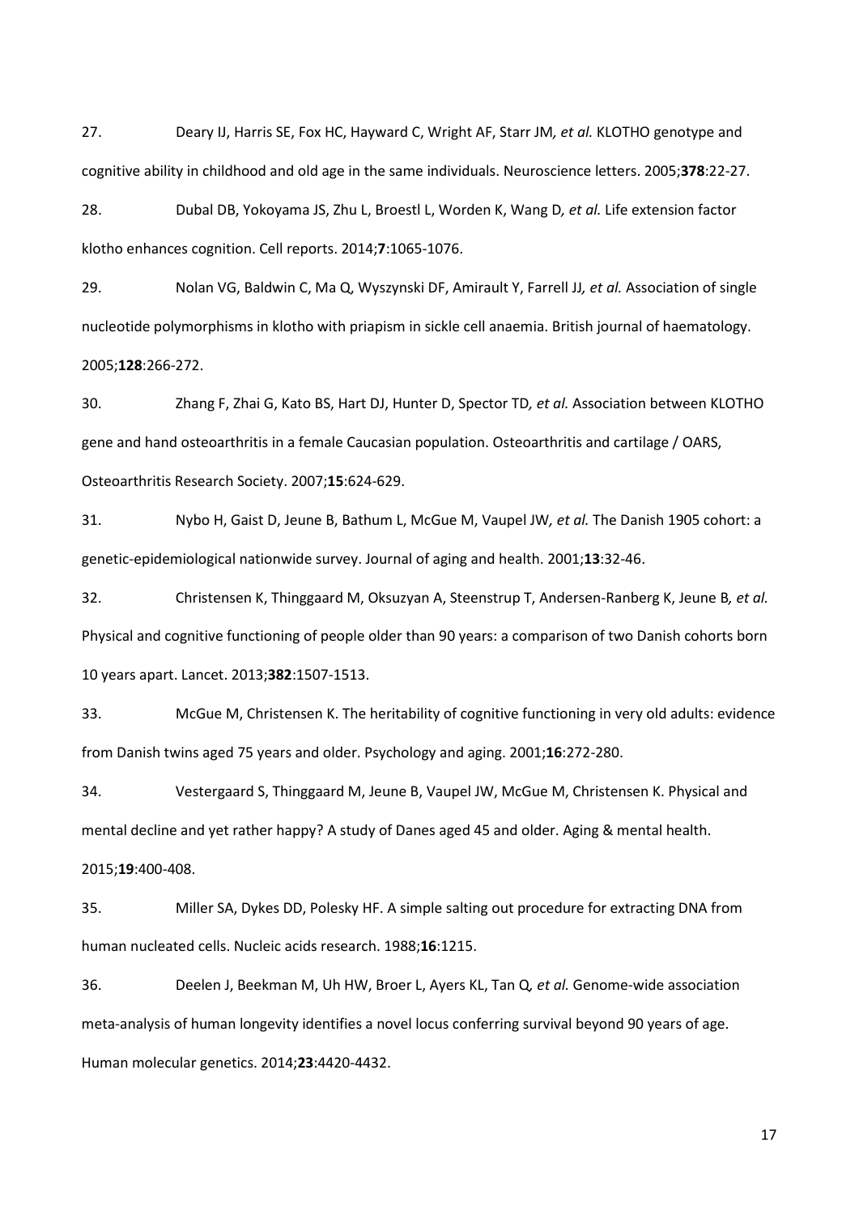27. Deary IJ, Harris SE, Fox HC, Hayward C, Wright AF, Starr JM*, et al.* KLOTHO genotype and cognitive ability in childhood and old age in the same individuals. Neuroscience letters. 2005;**378**:22-27.

28. Dubal DB, Yokoyama JS, Zhu L, Broestl L, Worden K, Wang D*, et al.* Life extension factor klotho enhances cognition. Cell reports. 2014;**7**:1065-1076.

29. Nolan VG, Baldwin C, Ma Q, Wyszynski DF, Amirault Y, Farrell JJ*, et al.* Association of single nucleotide polymorphisms in klotho with priapism in sickle cell anaemia. British journal of haematology. 2005;**128**:266-272.

30. Zhang F, Zhai G, Kato BS, Hart DJ, Hunter D, Spector TD*, et al.* Association between KLOTHO gene and hand osteoarthritis in a female Caucasian population. Osteoarthritis and cartilage / OARS, Osteoarthritis Research Society. 2007;**15**:624-629.

31. Nybo H, Gaist D, Jeune B, Bathum L, McGue M, Vaupel JW*, et al.* The Danish 1905 cohort: a genetic-epidemiological nationwide survey. Journal of aging and health. 2001;**13**:32-46.

32. Christensen K, Thinggaard M, Oksuzyan A, Steenstrup T, Andersen-Ranberg K, Jeune B*, et al.* Physical and cognitive functioning of people older than 90 years: a comparison of two Danish cohorts born 10 years apart. Lancet. 2013;**382**:1507-1513.

33. McGue M, Christensen K. The heritability of cognitive functioning in very old adults: evidence from Danish twins aged 75 years and older. Psychology and aging. 2001;**16**:272-280.

34. Vestergaard S, Thinggaard M, Jeune B, Vaupel JW, McGue M, Christensen K. Physical and mental decline and yet rather happy? A study of Danes aged 45 and older. Aging & mental health. 2015;**19**:400-408.

35. Miller SA, Dykes DD, Polesky HF. A simple salting out procedure for extracting DNA from human nucleated cells. Nucleic acids research. 1988;**16**:1215.

36. Deelen J, Beekman M, Uh HW, Broer L, Ayers KL, Tan Q*, et al.* Genome-wide association meta-analysis of human longevity identifies a novel locus conferring survival beyond 90 years of age. Human molecular genetics. 2014;**23**:4420-4432.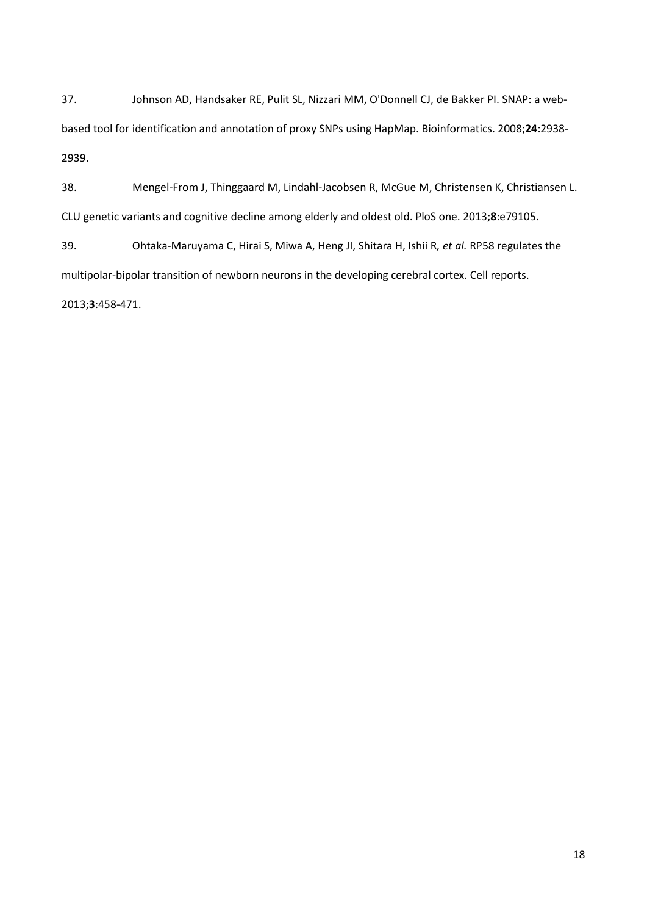37. Johnson AD, Handsaker RE, Pulit SL, Nizzari MM, O'Donnell CJ, de Bakker PI. SNAP: a web-based tool for identification and annotation of proxy SNPs using HapMap. Bioinformatics. 2008;**24**:2938-2939.

38. Mengel-From J, Thinggaard M, Lindahl-Jacobsen R, McGue M, Christensen K, Christiansen L. CLU genetic variants and cognitive decline among elderly and oldest old. PloS one. 2013;**8**:e79105.

39. Ohtaka-Maruyama C, Hirai S, Miwa A, Heng JI, Shitara H, Ishii R*, et al.* RP58 regulates the multipolar-bipolar transition of newborn neurons in the developing cerebral cortex. Cell reports. 2013;**3**:458-471.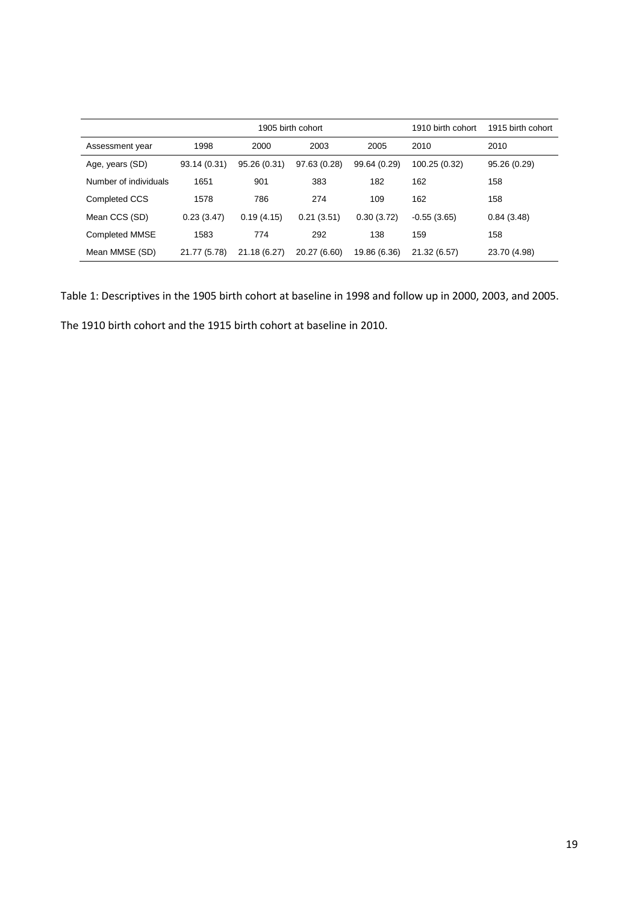| | 1905 birth cohort | | | | 1910 birth cohort | 1915 birth cohort |
|---|---|---|---|---|---|---|
| Assessment year | 1998 | 2000 | 2003 | 2005 | 2010 | 2010 |
| Age, years (SD) | 93.14 (0.31) | 95.26 (0.31) | 97.63 (0.28) | 99.64 (0.29) | 100.25 (0.32) | 95.26 (0.29) |
| Number of individuals | 1651 | 901 | 383 | 182 | 162 | 158 |
| Completed CCS | 1578 | 786 | 274 | 109 | 162 | 158 |
| Mean CCS (SD) | 0.23 (3.47) | 0.19 (4.15) | 0.21 (3.51) | 0.30 (3.72) | -0.55 (3.65) | 0.84 (3.48) |
| Completed MMSE | 1583 | 774 | 292 | 138 | 159 | 158 |
| Mean MMSE (SD) | 21.77 (5.78) | 21.18 (6.27) | 20.27 (6.60) | 19.86 (6.36) | 21.32 (6.57) | 23.70 (4.98) |

Table 1: Descriptives in the 1905 birth cohort at baseline in 1998 and follow up in 2000, 2003, and 2005.

The 1910 birth cohort and the 1915 birth cohort at baseline in 2010.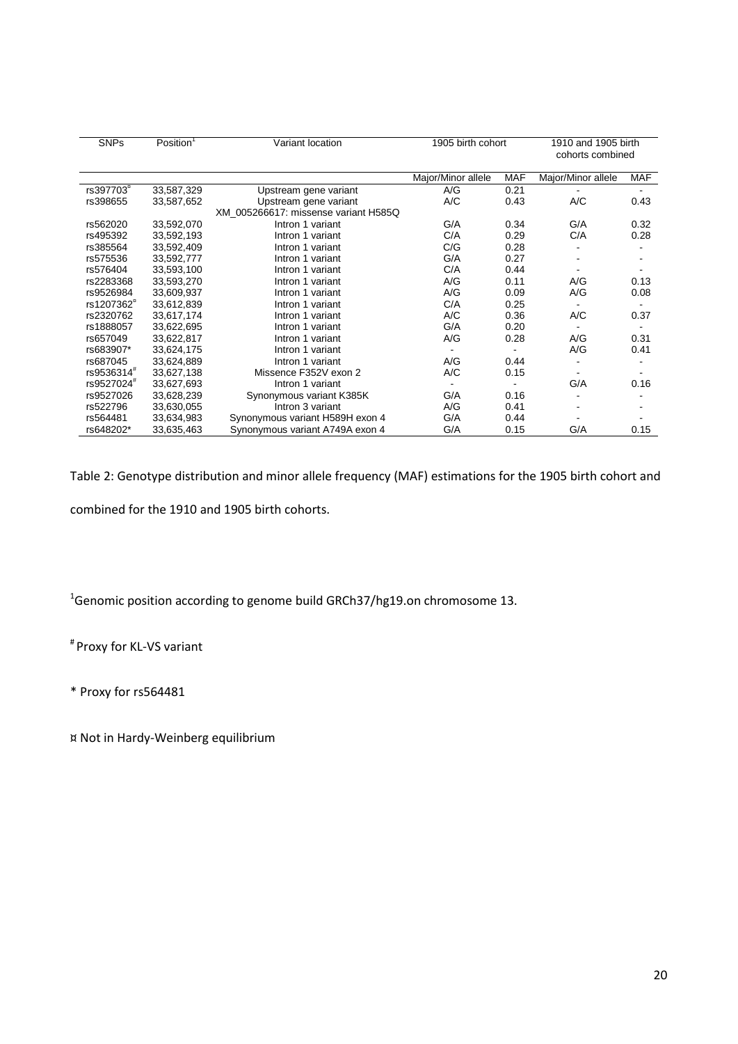| SNPs | Position[1] | Variant location | 1905 birth cohort | | 1910 and 1905 birth cohorts combined | |
|---|---|---|---|---|---|---|
| | | | Major/Minor allele | MAF | Major/Minor allele | MAF |
| rs397703[¤] | 33,587,329 | Upstream gene variant | A/G | 0.21 | - | - |
| rs398655 | 33,587,652 | Upstream gene variant | A/C | 0.43 | A/C | 0.43 |
| | | XM_005266617: missense variant H585Q | | | | |
| rs562020 | 33,592,070 | Intron 1 variant | G/A | 0.34 | G/A | 0.32 |
| rs495392 | 33,592,193 | Intron 1 variant | C/A | 0.29 | C/A | 0.28 |
| rs385564 | 33,592,409 | Intron 1 variant | C/G | 0.28 | - | - |
| rs575536 | 33,592,777 | Intron 1 variant | G/A | 0.27 | - | - |
| rs576404 | 33,593,100 | Intron 1 variant | C/A | 0.44 | - | - |
| rs2283368 | 33,593,270 | Intron 1 variant | A/G | 0.11 | A/G | 0.13 |
| rs9526984 | 33,609,937 | Intron 1 variant | A/G | 0.09 | A/G | 0.08 |
| rs1207362[¤] | 33,612,839 | Intron 1 variant | C/A | 0.25 | - | - |
| rs2320762 | 33,617,174 | Intron 1 variant | A/C | 0.36 | A/C | 0.37 |
| rs1888057 | 33,622,695 | Intron 1 variant | G/A | 0.20 | - | - |
| rs657049 | 33,622,817 | Intron 1 variant | A/G | 0.28 | A/G | 0.31 |
| rs683907* | 33,624,175 | Intron 1 variant | - | - | A/G | 0.41 |
| rs687045 | 33,624,889 | Intron 1 variant | A/G | 0.44 | - | - |
| rs9536314[#] | 33,627,138 | Missence F352V exon 2 | A/C | 0.15 | - | - |
| rs9527024[#] | 33,627,693 | Intron 1 variant | - | - | G/A | 0.16 |
| rs9527026 | 33,628,239 | Synonymous variant K385K | G/A | 0.16 | - | - |
| rs522796 | 33,630,055 | Intron 3 variant | A/G | 0.41 | - | - |
| rs564481 | 33,634,983 | Synonymous variant H589H exon 4 | G/A | 0.44 | - | - |
| rs648202* | 33,635,463 | Synonymous variant A749A exon 4 | G/A | 0.15 | G/A | 0.15 |

Table 2: Genotype distribution and minor allele frequency (MAF) estimations for the 1905 birth cohort and combined for the 1910 and 1905 birth cohorts.

[1]Genomic position according to genome build GRCh37/hg19.on chromosome 13.

[#] Proxy for KL-VS variant

* Proxy for rs564481

¤ Not in Hardy-Weinberg equilibrium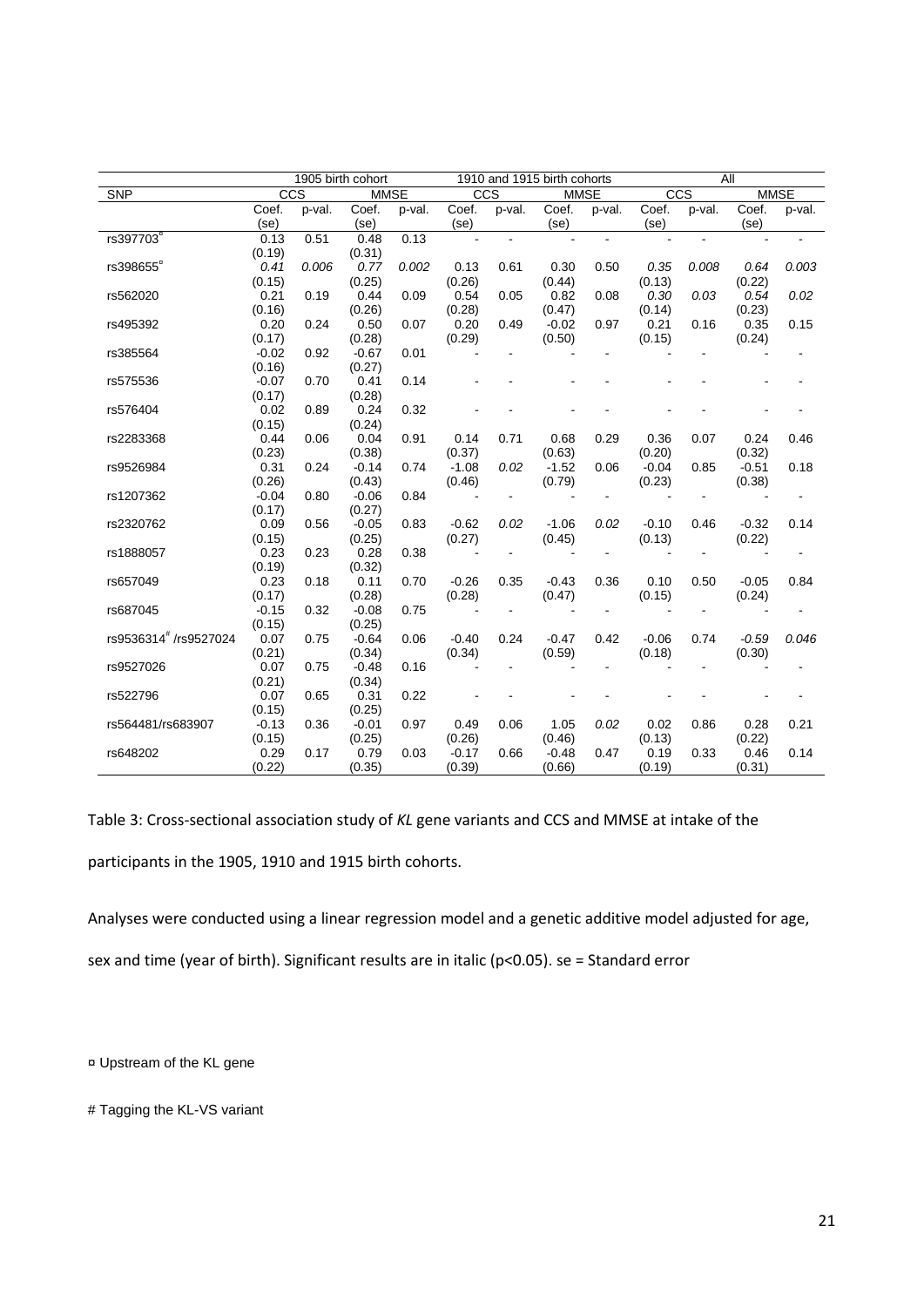| SNP | 1905 birth cohort | | | | 1910 and 1915 birth cohorts | | | | All | | | |
|---|---|---|---|---|---|---|---|---|---|---|---|---|
| | CCS | | MMSE | | CCS | | MMSE | | CCS | | MMSE | |
| | Coef. (se) | p-val. | Coef. (se) | p-val. | Coef. (se) | p-val. | Coef. (se) | p-val. | Coef. (se) | p-val. | Coef. (se) | p-val. |
| rs397703[¤] | 0.13 (0.19) | 0.51 | 0.48 (0.31) | 0.13 | - | - | - | - | - | - | - | - |
| rs398655[¤] | *0.41* (0.15) | *0.006* | *0.77* (0.25) | *0.002* | 0.13 (0.26) | 0.61 | 0.30 (0.44) | 0.50 | *0.35* (0.13) | *0.008* | *0.64* (0.22) | *0.003* |
| rs562020 | 0.21 (0.16) | 0.19 | 0.44 (0.26) | 0.09 | 0.54 (0.28) | 0.05 | 0.82 (0.47) | 0.08 | *0.30* (0.14) | *0.03* | *0.54* (0.23) | *0.02* |
| rs495392 | 0.20 (0.17) | 0.24 | 0.50 (0.28) | 0.07 | 0.20 (0.29) | 0.49 | -0.02 (0.50) | 0.97 | 0.21 (0.15) | 0.16 | 0.35 (0.24) | 0.15 |
| rs385564 | -0.02 (0.16) | 0.92 | -0.67 (0.27) | 0.01 | - | - | - | - | - | - | - | - |
| rs575536 | -0.07 (0.17) | 0.70 | 0.41 (0.28) | 0.14 | - | - | - | - | - | - | - | - |
| rs576404 | 0.02 (0.15) | 0.89 | 0.24 (0.24) | 0.32 | - | - | - | - | - | - | - | - |
| rs2283368 | 0.44 (0.23) | 0.06 | 0.04 (0.38) | 0.91 | 0.14 (0.37) | 0.71 | 0.68 (0.63) | 0.29 | 0.36 (0.20) | 0.07 | 0.24 (0.32) | 0.46 |
| rs9526984 | 0.31 (0.26) | 0.24 | -0.14 (0.43) | 0.74 | -1.08 (0.46) | *0.02* | -1.52 (0.79) | 0.06 | -0.04 (0.23) | 0.85 | -0.51 (0.38) | 0.18 |
| rs1207362 | -0.04 (0.17) | 0.80 | -0.06 (0.27) | 0.84 | - | - | - | - | - | - | - | - |
| rs2320762 | 0.09 (0.15) | 0.56 | -0.05 (0.25) | 0.83 | -0.62 (0.27) | *0.02* | -1.06 (0.45) | *0.02* | -0.10 (0.13) | 0.46 | -0.32 (0.22) | 0.14 |
| rs1888057 | 0.23 (0.19) | 0.23 | 0.28 (0.32) | 0.38 | - | - | - | - | - | - | - | - |
| rs657049 | 0.23 (0.17) | 0.18 | 0.11 (0.28) | 0.70 | -0.26 (0.28) | 0.35 | -0.43 (0.47) | 0.36 | 0.10 (0.15) | 0.50 | -0.05 (0.24) | 0.84 |
| rs687045 | -0.15 (0.15) | 0.32 | -0.08 (0.25) | 0.75 | - | - | - | - | - | - | - | - |
| rs9536314[#] /rs9527024 | 0.07 (0.21) | 0.75 | -0.64 (0.34) | 0.06 | -0.40 (0.34) | 0.24 | -0.47 (0.59) | 0.42 | -0.06 (0.18) | 0.74 | *-0.59* (0.30) | *0.046* |
| rs9527026 | 0.07 (0.21) | 0.75 | -0.48 (0.34) | 0.16 | - | - | - | - | - | - | - | - |
| rs522796 | 0.07 (0.15) | 0.65 | 0.31 (0.25) | 0.22 | - | - | - | - | - | - | - | - |
| rs564481/rs683907 | -0.13 (0.15) | 0.36 | -0.01 (0.25) | 0.97 | 0.49 (0.26) | 0.06 | 1.05 (0.46) | *0.02* | 0.02 (0.13) | 0.86 | 0.28 (0.22) | 0.21 |
| rs648202 | 0.29 (0.22) | 0.17 | 0.79 (0.35) | 0.03 | -0.17 (0.39) | 0.66 | -0.48 (0.66) | 0.47 | 0.19 (0.19) | 0.33 | 0.46 (0.31) | 0.14 |

Table 3: Cross-sectional association study of *KL* gene variants and CCS and MMSE at intake of the participants in the 1905, 1910 and 1915 birth cohorts.

Analyses were conducted using a linear regression model and a genetic additive model adjusted for age, sex and time (year of birth). Significant results are in italic ($p<0.05$). se = Standard error

¤ Upstream of the KL gene

# Tagging the KL-VS variant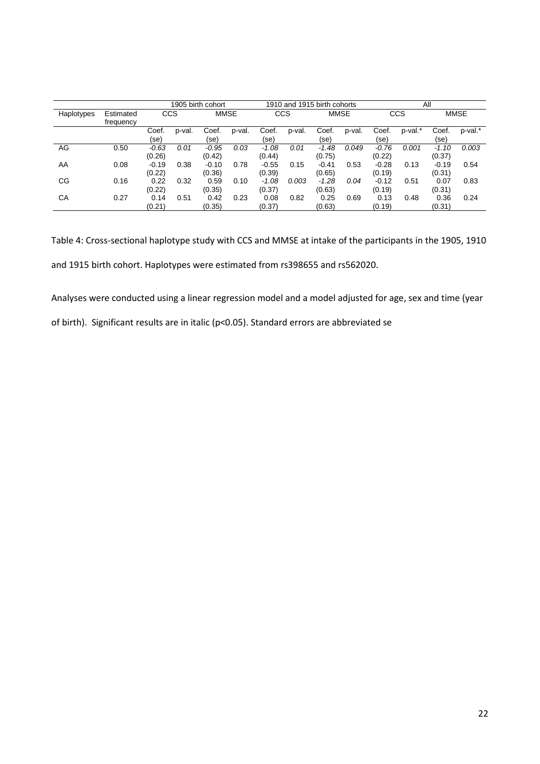| | | 1905 birth cohort | | | | 1910 and 1915 birth cohorts | | | | All | | | |
|---|---|---|---|---|---|---|---|---|---|---|---|---|---|
| Haplotypes | Estimated frequency | CCS | | MMSE | | CCS | | MMSE | | CCS | | MMSE | |
| | | Coef. (se) | p-val. | Coef. (se) | p-val. | Coef. (se) | p-val. | Coef. (se) | p-val. | Coef. (se) | p-val.* | Coef. (se) | p-val.* |
| AG | 0.50 | *-0.63 (0.26)* | *0.01* | *-0.95 (0.42)* | *0.03* | *-1.08 (0.44)* | *0.01* | *-1.48 (0.75)* | *0.049* | *-0.76 (0.22)* | *0.001* | *-1.10 (0.37)* | *0.003* |
| AA | 0.08 | -0.19 (0.22) | 0.38 | -0.10 (0.36) | 0.78 | -0.55 (0.39) | 0.15 | -0.41 (0.65) | 0.53 | -0.28 (0.19) | 0.13 | -0.19 (0.31) | 0.54 |
| CG | 0.16 | 0.22 (0.22) | 0.32 | 0.59 (0.35) | 0.10 | *-1.08 (0.37)* | *0.003* | *-1.28 (0.63)* | *0.04* | -0.12 (0.19) | 0.51 | 0.07 (0.31) | 0.83 |
| CA | 0.27 | 0.14 (0.21) | 0.51 | 0.42 (0.35) | 0.23 | 0.08 (0.37) | 0.82 | 0.25 (0.63) | 0.69 | 0.13 (0.19) | 0.48 | 0.36 (0.31) | 0.24 |

Table 4: Cross-sectional haplotype study with CCS and MMSE at intake of the participants in the 1905, 1910 and 1915 birth cohort. Haplotypes were estimated from rs398655 and rs562020.

Analyses were conducted using a linear regression model and a model adjusted for age, sex and time (year of birth). Significant results are in italic ($p<0.05$). Standard errors are abbreviated se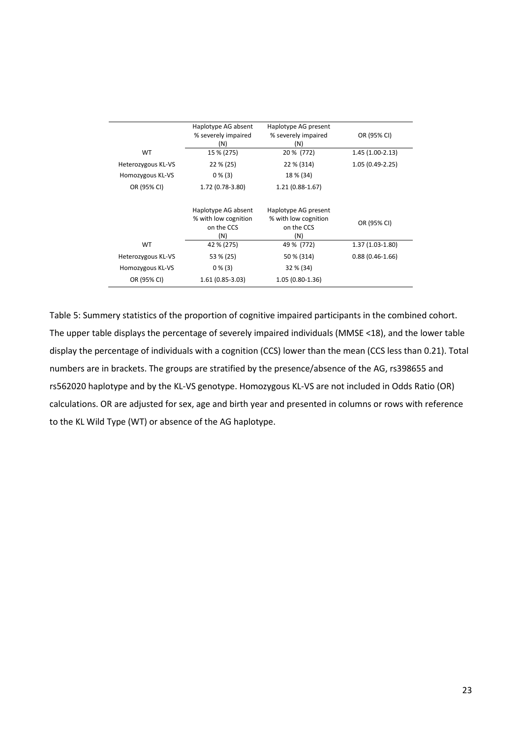|  | Haplotype AG absent % severely impaired (N) | Haplotype AG present % severely impaired (N) | OR (95% CI) |
|---|---|---|---|
| WT | 15 % (275) | 20 % (772) | 1.45 (1.00-2.13) |
| Heterozygous KL-VS | 22 % (25) | 22 % (314) | 1.05 (0.49-2.25) |
| Homozygous KL-VS | 0 % (3) | 18 % (34) |  |
| OR (95% CI) | 1.72 (0.78-3.80) | 1.21 (0.88-1.67) |  |

|  | Haplotype AG absent % with low cognition on the CCS (N) | Haplotype AG present % with low cognition on the CCS (N) | OR (95% CI) |
|---|---|---|---|
| WT | 42 % (275) | 49 % (772) | 1.37 (1.03-1.80) |
| Heterozygous KL-VS | 53 % (25) | 50 % (314) | 0.88 (0.46-1.66) |
| Homozygous KL-VS | 0 % (3) | 32 % (34) |  |
| OR (95% CI) | 1.61 (0.85-3.03) | 1.05 (0.80-1.36) |  |

Table 5: Summery statistics of the proportion of cognitive impaired participants in the combined cohort. The upper table displays the percentage of severely impaired individuals (MMSE <18), and the lower table display the percentage of individuals with a cognition (CCS) lower than the mean (CCS less than 0.21). Total numbers are in brackets. The groups are stratified by the presence/absence of the AG, rs398655 and rs562020 haplotype and by the KL-VS genotype. Homozygous KL-VS are not included in Odds Ratio (OR) calculations. OR are adjusted for sex, age and birth year and presented in columns or rows with reference to the KL Wild Type (WT) or absence of the AG haplotype.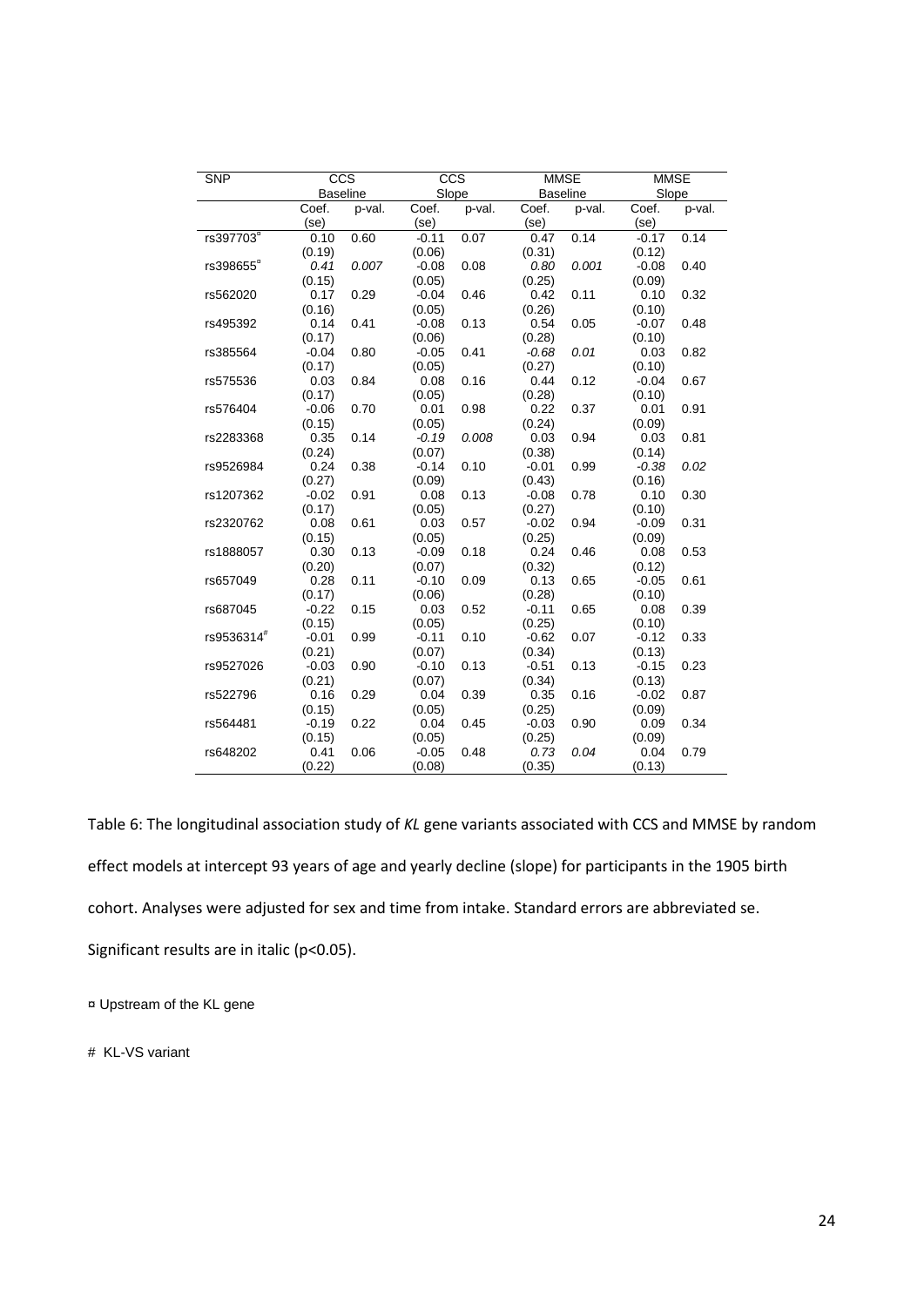| SNP | CCS Baseline | | CCS Slope | | MMSE Baseline | | MMSE Slope | |
|---|---|---|---|---|---|---|---|---|
| | Coef. (se) | p-val. | Coef. (se) | p-val. | Coef. (se) | p-val. | Coef. (se) | p-val. |
| rs397703¤ | 0.10 (0.19) | 0.60 | -0.11 (0.06) | 0.07 | 0.47 (0.31) | 0.14 | -0.17 (0.12) | 0.14 |
| rs398655¤ | *0.41* (0.15) | *0.007* | -0.08 (0.05) | 0.08 | *0.80* (0.25) | *0.001* | -0.08 (0.09) | 0.40 |
| rs562020 | 0.17 (0.16) | 0.29 | -0.04 (0.05) | 0.46 | 0.42 (0.26) | 0.11 | 0.10 (0.10) | 0.32 |
| rs495392 | 0.14 (0.17) | 0.41 | -0.08 (0.06) | 0.13 | 0.54 (0.28) | 0.05 | -0.07 (0.10) | 0.48 |
| rs385564 | -0.04 (0.17) | 0.80 | -0.05 (0.05) | 0.41 | *-0.68* (0.27) | *0.01* | 0.03 (0.10) | 0.82 |
| rs575536 | 0.03 (0.17) | 0.84 | 0.08 (0.05) | 0.16 | 0.44 (0.28) | 0.12 | -0.04 (0.10) | 0.67 |
| rs576404 | -0.06 (0.15) | 0.70 | 0.01 (0.05) | 0.98 | 0.22 (0.24) | 0.37 | 0.01 (0.09) | 0.91 |
| rs2283368 | 0.35 (0.24) | 0.14 | *-0.19* (0.07) | *0.008* | 0.03 (0.38) | 0.94 | 0.03 (0.14) | 0.81 |
| rs9526984 | 0.24 (0.27) | 0.38 | -0.14 (0.09) | 0.10 | -0.01 (0.43) | 0.99 | *-0.38* (0.16) | *0.02* |
| rs1207362 | -0.02 (0.17) | 0.91 | 0.08 (0.05) | 0.13 | -0.08 (0.27) | 0.78 | 0.10 (0.10) | 0.30 |
| rs2320762 | 0.08 (0.15) | 0.61 | 0.03 (0.05) | 0.57 | -0.02 (0.25) | 0.94 | -0.09 (0.09) | 0.31 |
| rs1888057 | 0.30 (0.20) | 0.13 | -0.09 (0.07) | 0.18 | 0.24 (0.32) | 0.46 | 0.08 (0.12) | 0.53 |
| rs657049 | 0.28 (0.17) | 0.11 | -0.10 (0.06) | 0.09 | 0.13 (0.28) | 0.65 | -0.05 (0.10) | 0.61 |
| rs687045 | -0.22 (0.15) | 0.15 | 0.03 (0.05) | 0.52 | -0.11 (0.25) | 0.65 | 0.08 (0.10) | 0.39 |
| rs9536314# | -0.01 (0.21) | 0.99 | -0.11 (0.07) | 0.10 | -0.62 (0.34) | 0.07 | -0.12 (0.13) | 0.33 |
| rs9527026 | -0.03 (0.21) | 0.90 | -0.10 (0.07) | 0.13 | -0.51 (0.34) | 0.13 | -0.15 (0.13) | 0.23 |
| rs522796 | 0.16 (0.15) | 0.29 | 0.04 (0.05) | 0.39 | 0.35 (0.25) | 0.16 | -0.02 (0.09) | 0.87 |
| rs564481 | -0.19 (0.15) | 0.22 | 0.04 (0.05) | 0.45 | -0.03 (0.25) | 0.90 | 0.09 (0.09) | 0.34 |
| rs648202 | 0.41 (0.22) | 0.06 | -0.05 (0.08) | 0.48 | *0.73* (0.35) | *0.04* | 0.04 (0.13) | 0.79 |

Table 6: The longitudinal association study of *KL* gene variants associated with CCS and MMSE by random effect models at intercept 93 years of age and yearly decline (slope) for participants in the 1905 birth cohort. Analyses were adjusted for sex and time from intake. Standard errors are abbreviated se. Significant results are in italic ($p<0.05$).

¤ Upstream of the KL gene

# KL-VS variant